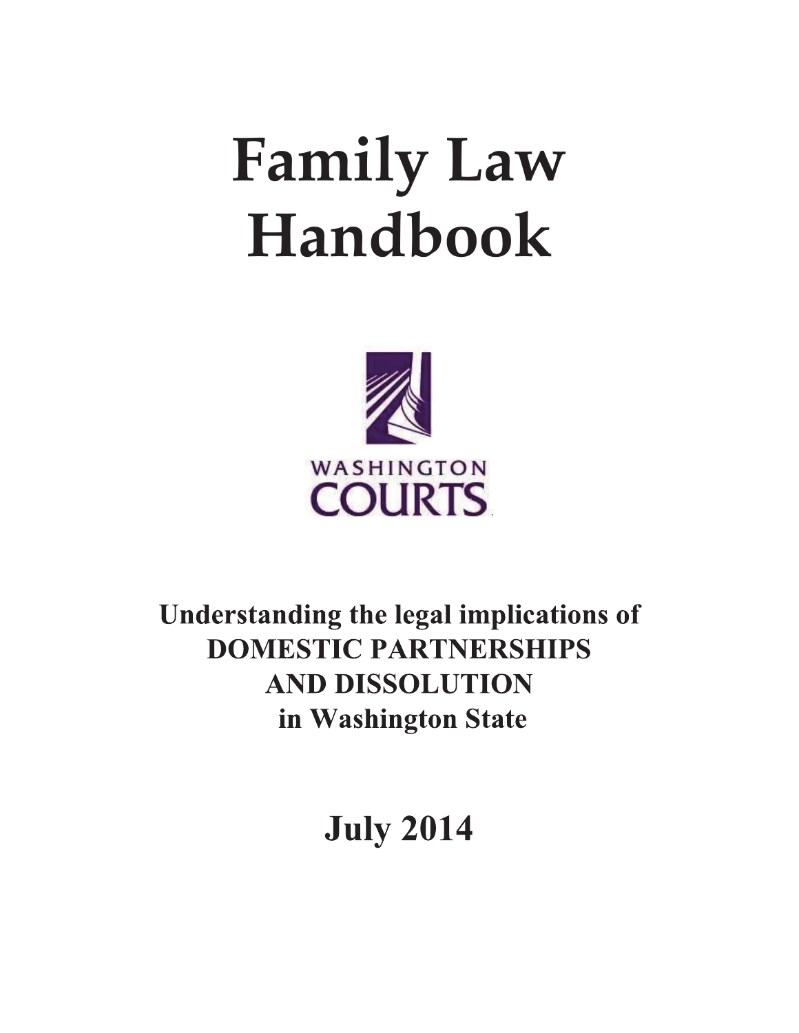# Family Law Handbook

WASHINGTON COURTS

**Understanding the legal implications of DOMESTIC PARTNERSHIPS AND DISSOLUTION in Washington State**

**July 2014**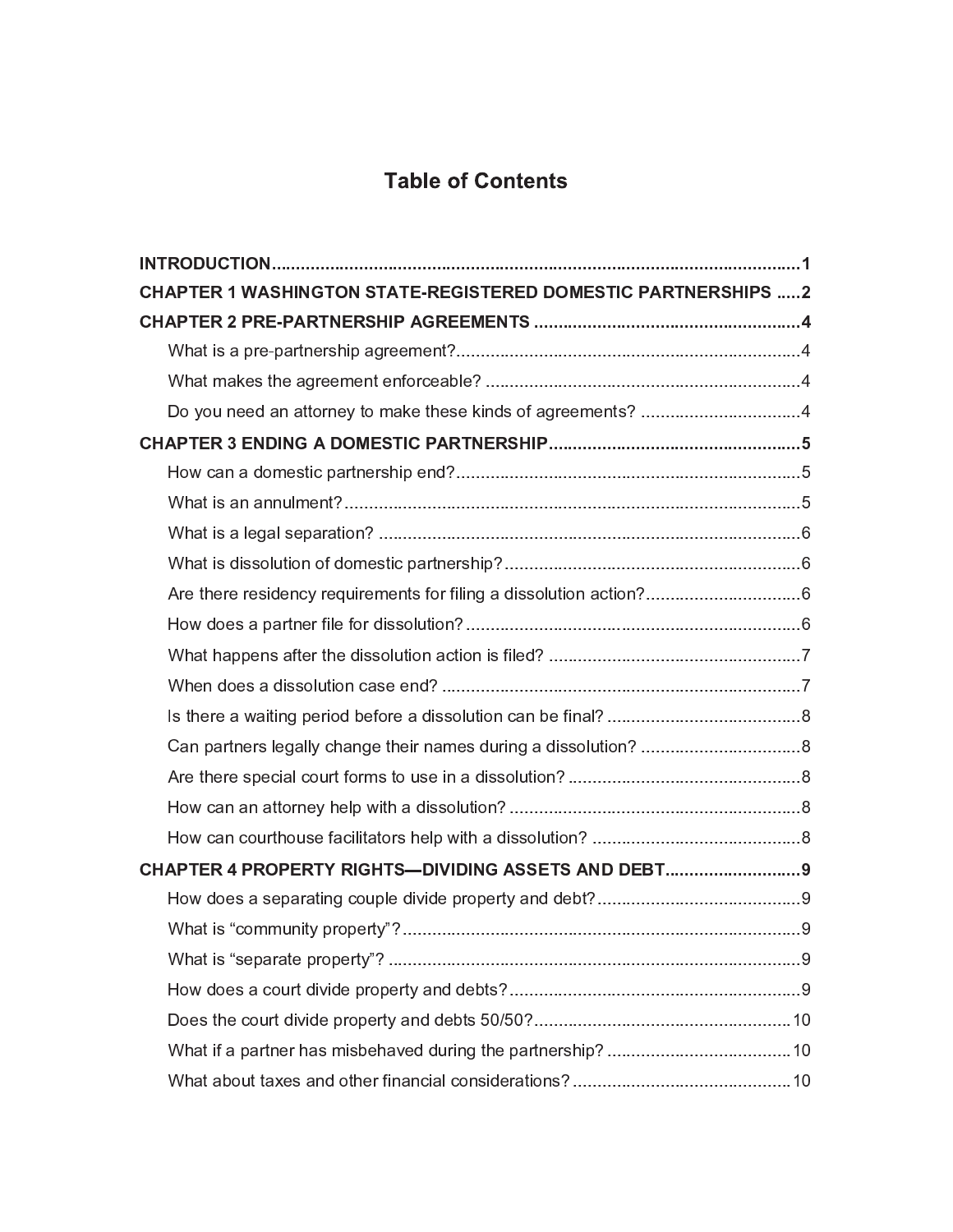# Table of Contents

**INTRODUCTION** ..... **1**

**CHAPTER 1 WASHINGTON STATE-REGISTERED DOMESTIC PARTNERSHIPS** ..... **2**

**CHAPTER 2 PRE-PARTNERSHIP AGREEMENTS** ..... **4**

- What is a pre-partnership agreement? ..... 4
- What makes the agreement enforceable? ..... 4
- Do you need an attorney to make these kinds of agreements? ..... 4

**CHAPTER 3 ENDING A DOMESTIC PARTNERSHIP** ..... **5**

- How can a domestic partnership end? ..... 5
- What is an annulment? ..... 5
- What is a legal separation? ..... 6
- What is dissolution of domestic partnership? ..... 6
- Are there residency requirements for filing a dissolution action? ..... 6
- How does a partner file for dissolution? ..... 6
- What happens after the dissolution action is filed? ..... 7
- When does a dissolution case end? ..... 7
- Is there a waiting period before a dissolution can be final? ..... 8
- Can partners legally change their names during a dissolution? ..... 8
- Are there special court forms to use in a dissolution? ..... 8
- How can an attorney help with a dissolution? ..... 8
- How can courthouse facilitators help with a dissolution? ..... 8

**CHAPTER 4 PROPERTY RIGHTS—DIVIDING ASSETS AND DEBT** ..... **9**

- How does a separating couple divide property and debt? ..... 9
- What is "community property"? ..... 9
- What is "separate property"? ..... 9
- How does a court divide property and debts? ..... 9
- Does the court divide property and debts 50/50? ..... 10
- What if a partner has misbehaved during the partnership? ..... 10
- What about taxes and other financial considerations? ..... 10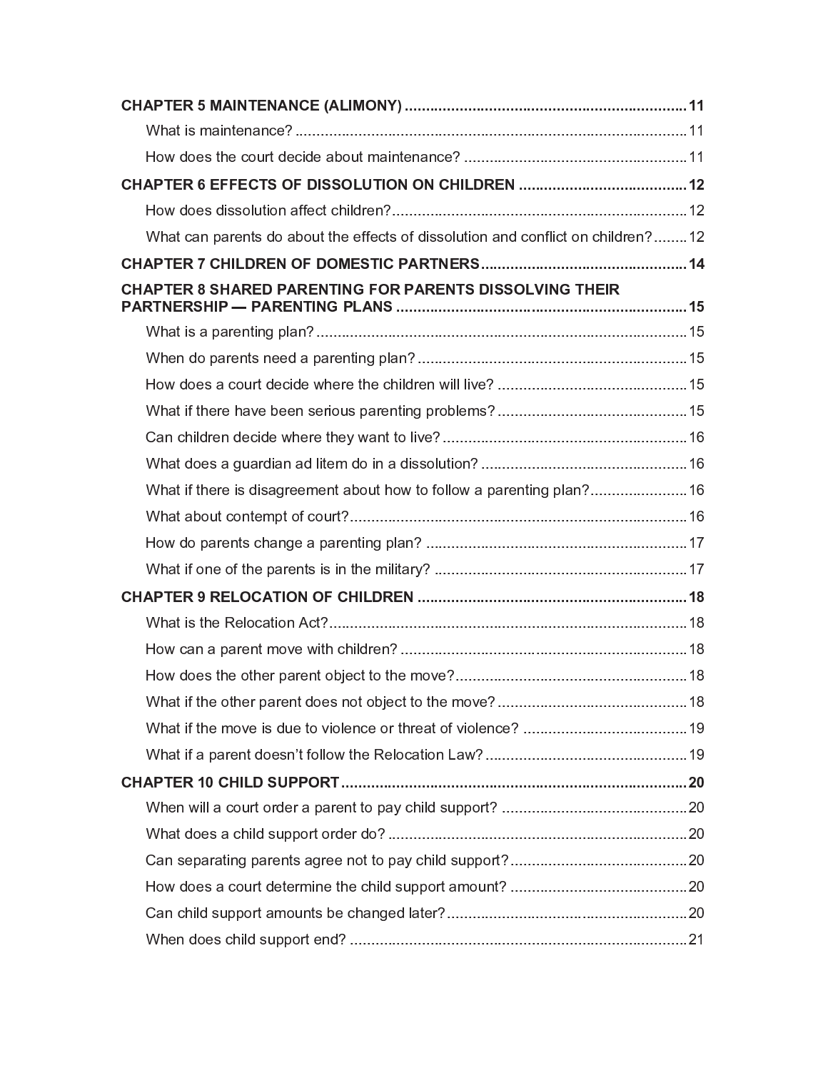**CHAPTER 5 MAINTENANCE (ALIMONY)** ..................................................................... **11**

- What is maintenance? ..................................................................................... 11
- How does the court decide about maintenance? .................................................... 11

**CHAPTER 6 EFFECTS OF DISSOLUTION ON CHILDREN** ....................................... **12**

- How does dissolution affect children? ..................................................................... 12
- What can parents do about the effects of dissolution and conflict on children? ........ 12

**CHAPTER 7 CHILDREN OF DOMESTIC PARTNERS** ................................................ **14**

**CHAPTER 8 SHARED PARENTING FOR PARENTS DISSOLVING THEIR PARTNERSHIP — PARENTING PLANS** ..................................................................... **15**

- What is a parenting plan? ..................................................................................... 15
- When do parents need a parenting plan? ................................................................ 15
- How does a court decide where the children will live? ............................................. 15
- What if there have been serious parenting problems? ............................................. 15
- Can children decide where they want to live? .......................................................... 16
- What does a guardian ad litem do in a dissolution? ................................................. 16
- What if there is disagreement about how to follow a parenting plan? ....................... 16
- What about contempt of court? ................................................................................ 16
- How do parents change a parenting plan? .............................................................. 17
- What if one of the parents is in the military? ............................................................ 17

**CHAPTER 9 RELOCATION OF CHILDREN** ............................................................... **18**

- What is the Relocation Act? ..................................................................................... 18
- How can a parent move with children? .................................................................... 18
- How does the other parent object to the move? ....................................................... 18
- What if the other parent does not object to the move? ............................................. 18
- What if the move is due to violence or threat of violence? ....................................... 19
- What if a parent doesn't follow the Relocation Law? ................................................ 19

**CHAPTER 10 CHILD SUPPORT** ................................................................................ **20**

- When will a court order a parent to pay child support? ............................................ 20
- What does a child support order do? ....................................................................... 20
- Can separating parents agree not to pay child support? .......................................... 20
- How does a court determine the child support amount? .......................................... 20
- Can child support amounts be changed later? ......................................................... 20
- When does child support end? ................................................................................ 21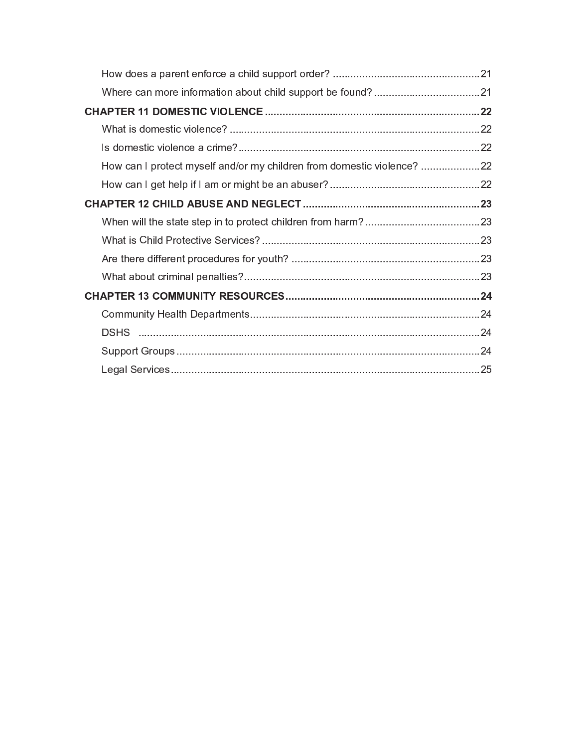How does a parent enforce a child support order? .......................................................21

Where can more information about child support be found? .......................................21

**CHAPTER 11 DOMESTIC VIOLENCE ............................................................................22**

What is domestic violence? .........................................................................................22

Is domestic violence a crime? .....................................................................................22

How can I protect myself and/or my children from domestic violence? .....................22

How can I get help if I am or might be an abuser? .....................................................22

**CHAPTER 12 CHILD ABUSE AND NEGLECT ..............................................................23**

When will the state step in to protect children from harm? .........................................23

What is Child Protective Services? .............................................................................23

Are there different procedures for youth? ...................................................................23

What about criminal penalties? ....................................................................................23

**CHAPTER 13 COMMUNITY RESOURCES ....................................................................24**

Community Health Departments .................................................................................24

DSHS ..........................................................................................................................24

Support Groups ...........................................................................................................24

Legal Services .............................................................................................................25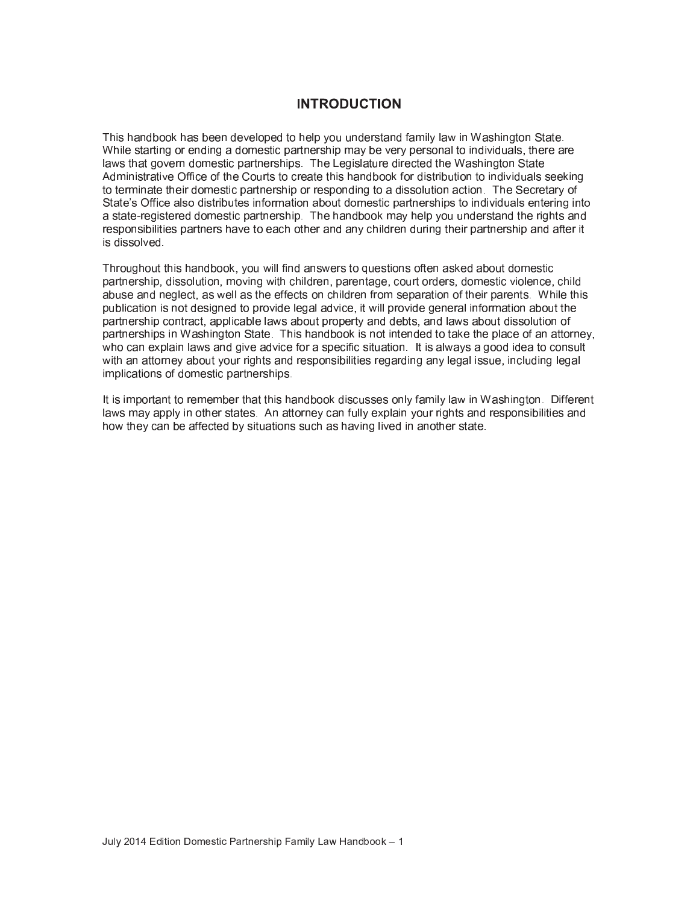# INTRODUCTION

This handbook has been developed to help you understand family law in Washington State. While starting or ending a domestic partnership may be very personal to individuals, there are laws that govern domestic partnerships. The Legislature directed the Washington State Administrative Office of the Courts to create this handbook for distribution to individuals seeking to terminate their domestic partnership or responding to a dissolution action. The Secretary of State's Office also distributes information about domestic partnerships to individuals entering into a state-registered domestic partnership. The handbook may help you understand the rights and responsibilities partners have to each other and any children during their partnership and after it is dissolved.

Throughout this handbook, you will find answers to questions often asked about domestic partnership, dissolution, moving with children, parentage, court orders, domestic violence, child abuse and neglect, as well as the effects on children from separation of their parents. While this publication is not designed to provide legal advice, it will provide general information about the partnership contract, applicable laws about property and debts, and laws about dissolution of partnerships in Washington State. This handbook is not intended to take the place of an attorney, who can explain laws and give advice for a specific situation. It is always a good idea to consult with an attorney about your rights and responsibilities regarding any legal issue, including legal implications of domestic partnerships.

It is important to remember that this handbook discusses only family law in Washington. Different laws may apply in other states. An attorney can fully explain your rights and responsibilities and how they can be affected by situations such as having lived in another state.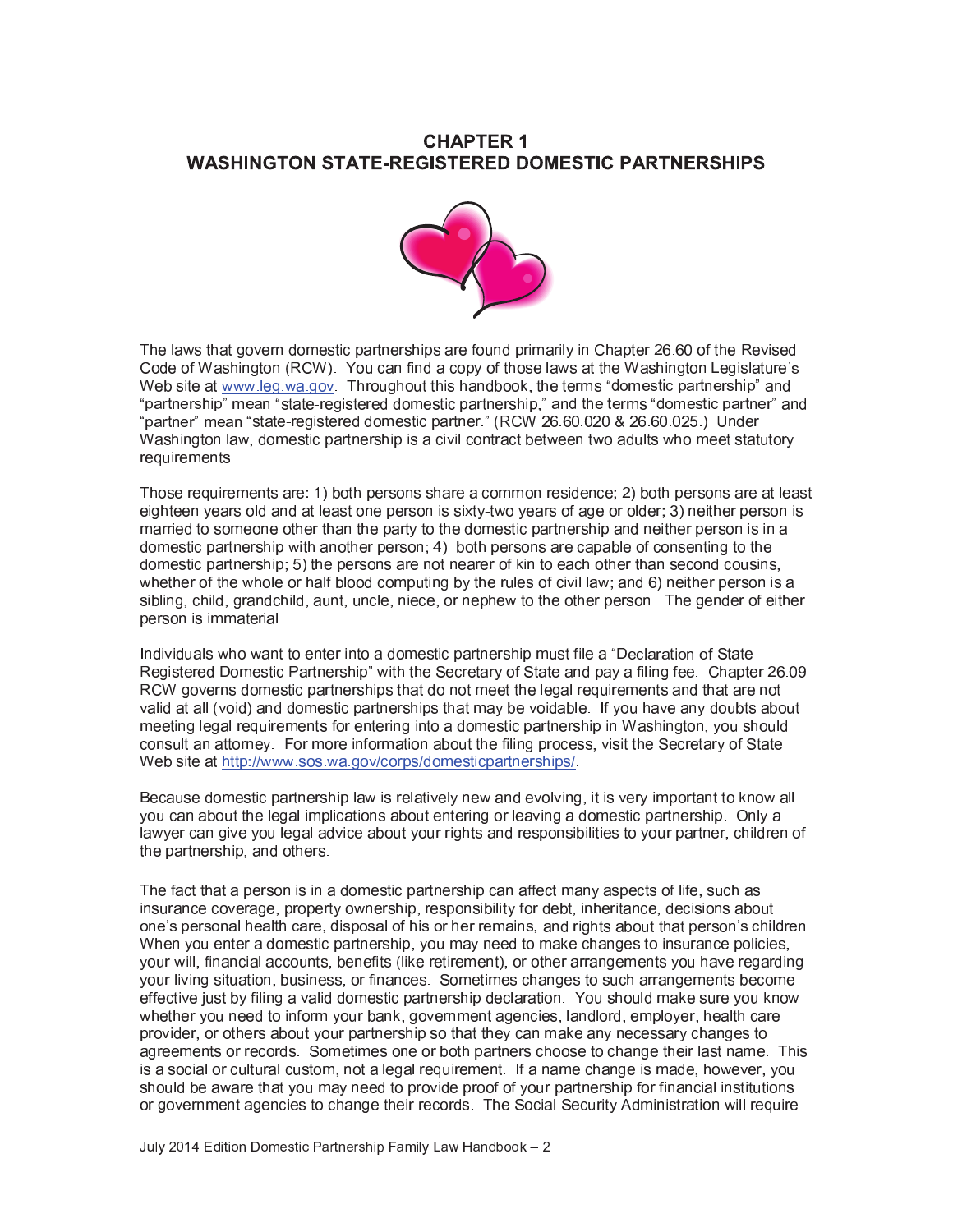# CHAPTER 1
# WASHINGTON STATE-REGISTERED DOMESTIC PARTNERSHIPS

The laws that govern domestic partnerships are found primarily in Chapter 26.60 of the Revised Code of Washington (RCW). You can find a copy of those laws at the Washington Legislature's Web site at www.leg.wa.gov. Throughout this handbook, the terms "domestic partnership" and "partnership" mean "state-registered domestic partnership," and the terms "domestic partner" and "partner" mean "state-registered domestic partner." (RCW 26.60.020 & 26.60.025.) Under Washington law, domestic partnership is a civil contract between two adults who meet statutory requirements.

Those requirements are: 1) both persons share a common residence; 2) both persons are at least eighteen years old and at least one person is sixty-two years of age or older; 3) neither person is married to someone other than the party to the domestic partnership and neither person is in a domestic partnership with another person; 4) both persons are capable of consenting to the domestic partnership; 5) the persons are not nearer of kin to each other than second cousins, whether of the whole or half blood computing by the rules of civil law; and 6) neither person is a sibling, child, grandchild, aunt, uncle, niece, or nephew to the other person. The gender of either person is immaterial.

Individuals who want to enter into a domestic partnership must file a "Declaration of State Registered Domestic Partnership" with the Secretary of State and pay a filing fee. Chapter 26.09 RCW governs domestic partnerships that do not meet the legal requirements and that are not valid at all (void) and domestic partnerships that may be voidable. If you have any doubts about meeting legal requirements for entering into a domestic partnership in Washington, you should consult an attorney. For more information about the filing process, visit the Secretary of State Web site at http://www.sos.wa.gov/corps/domesticpartnerships/.

Because domestic partnership law is relatively new and evolving, it is very important to know all you can about the legal implications about entering or leaving a domestic partnership. Only a lawyer can give you legal advice about your rights and responsibilities to your partner, children of the partnership, and others.

The fact that a person is in a domestic partnership can affect many aspects of life, such as insurance coverage, property ownership, responsibility for debt, inheritance, decisions about one's personal health care, disposal of his or her remains, and rights about that person's children. When you enter a domestic partnership, you may need to make changes to insurance policies, your will, financial accounts, benefits (like retirement), or other arrangements you have regarding your living situation, business, or finances. Sometimes changes to such arrangements become effective just by filing a valid domestic partnership declaration. You should make sure you know whether you need to inform your bank, government agencies, landlord, employer, health care provider, or others about your partnership so that they can make any necessary changes to agreements or records. Sometimes one or both partners choose to change their last name. This is a social or cultural custom, not a legal requirement. If a name change is made, however, you should be aware that you may need to provide proof of your partnership for financial institutions or government agencies to change their records. The Social Security Administration will require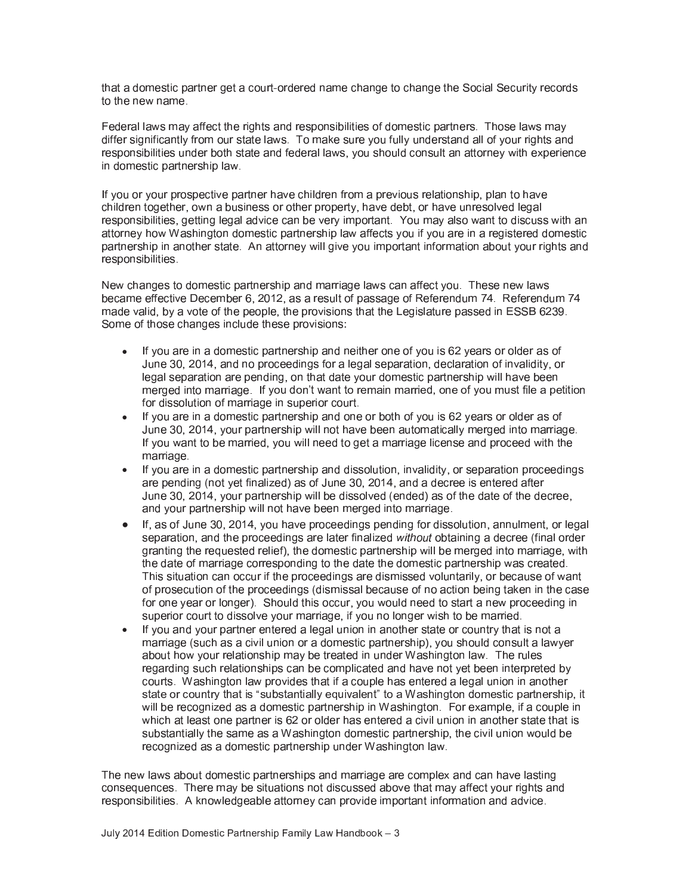that a domestic partner get a court-ordered name change to change the Social Security records to the new name.

Federal laws may affect the rights and responsibilities of domestic partners. Those laws may differ significantly from our state laws. To make sure you fully understand all of your rights and responsibilities under both state and federal laws, you should consult an attorney with experience in domestic partnership law.

If you or your prospective partner have children from a previous relationship, plan to have children together, own a business or other property, have debt, or have unresolved legal responsibilities, getting legal advice can be very important. You may also want to discuss with an attorney how Washington domestic partnership law affects you if you are in a registered domestic partnership in another state. An attorney will give you important information about your rights and responsibilities.

New changes to domestic partnership and marriage laws can affect you. These new laws became effective December 6, 2012, as a result of passage of Referendum 74. Referendum 74 made valid, by a vote of the people, the provisions that the Legislature passed in ESSB 6239. Some of those changes include these provisions:

- If you are in a domestic partnership and neither one of you is 62 years or older as of June 30, 2014, and no proceedings for a legal separation, declaration of invalidity, or legal separation are pending, on that date your domestic partnership will have been merged into marriage. If you don't want to remain married, one of you must file a petition for dissolution of marriage in superior court.
- If you are in a domestic partnership and one or both of you is 62 years or older as of June 30, 2014, your partnership will not have been automatically merged into marriage. If you want to be married, you will need to get a marriage license and proceed with the marriage.
- If you are in a domestic partnership and dissolution, invalidity, or separation proceedings are pending (not yet finalized) as of June 30, 2014, and a decree is entered after June 30, 2014, your partnership will be dissolved (ended) as of the date of the decree, and your partnership will not have been merged into marriage.
- If, as of June 30, 2014, you have proceedings pending for dissolution, annulment, or legal separation, and the proceedings are later finalized *without* obtaining a decree (final order granting the requested relief), the domestic partnership will be merged into marriage, with the date of marriage corresponding to the date the domestic partnership was created. This situation can occur if the proceedings are dismissed voluntarily, or because of want of prosecution of the proceedings (dismissal because of no action being taken in the case for one year or longer). Should this occur, you would need to start a new proceeding in superior court to dissolve your marriage, if you no longer wish to be married.
- If you and your partner entered a legal union in another state or country that is not a marriage (such as a civil union or a domestic partnership), you should consult a lawyer about how your relationship may be treated in under Washington law. The rules regarding such relationships can be complicated and have not yet been interpreted by courts. Washington law provides that if a couple has entered a legal union in another state or country that is "substantially equivalent" to a Washington domestic partnership, it will be recognized as a domestic partnership in Washington. For example, if a couple in which at least one partner is 62 or older has entered a civil union in another state that is substantially the same as a Washington domestic partnership, the civil union would be recognized as a domestic partnership under Washington law.

The new laws about domestic partnerships and marriage are complex and can have lasting consequences. There may be situations not discussed above that may affect your rights and responsibilities. A knowledgeable attorney can provide important information and advice.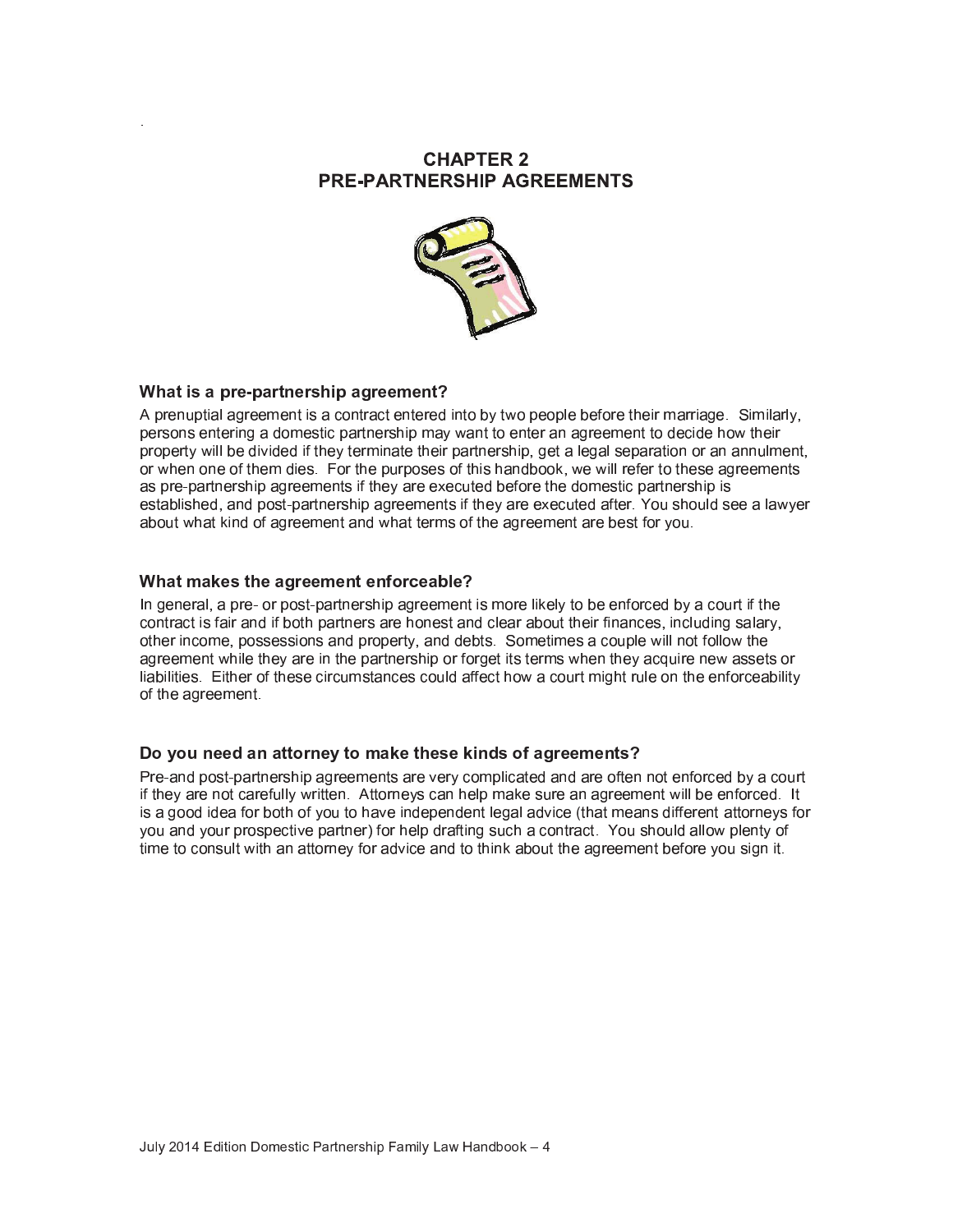# CHAPTER 2
# PRE-PARTNERSHIP AGREEMENTS

### What is a pre-partnership agreement?

A prenuptial agreement is a contract entered into by two people before their marriage. Similarly, persons entering a domestic partnership may want to enter an agreement to decide how their property will be divided if they terminate their partnership, get a legal separation or an annulment, or when one of them dies. For the purposes of this handbook, we will refer to these agreements as pre-partnership agreements if they are executed before the domestic partnership is established, and post-partnership agreements if they are executed after. You should see a lawyer about what kind of agreement and what terms of the agreement are best for you.

### What makes the agreement enforceable?

In general, a pre- or post-partnership agreement is more likely to be enforced by a court if the contract is fair and if both partners are honest and clear about their finances, including salary, other income, possessions and property, and debts. Sometimes a couple will not follow the agreement while they are in the partnership or forget its terms when they acquire new assets or liabilities. Either of these circumstances could affect how a court might rule on the enforceability of the agreement.

### Do you need an attorney to make these kinds of agreements?

Pre-and post-partnership agreements are very complicated and are often not enforced by a court if they are not carefully written. Attorneys can help make sure an agreement will be enforced. It is a good idea for both of you to have independent legal advice (that means different attorneys for you and your prospective partner) for help drafting such a contract. You should allow plenty of time to consult with an attorney for advice and to think about the agreement before you sign it.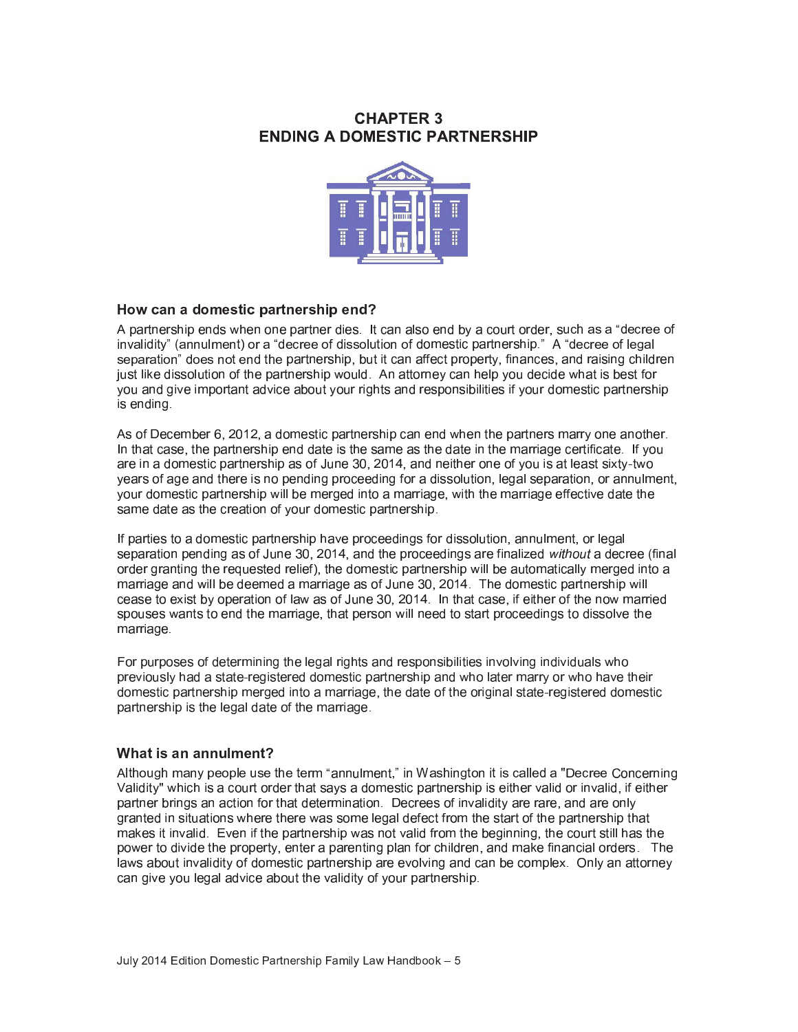# CHAPTER 3
# ENDING A DOMESTIC PARTNERSHIP

### How can a domestic partnership end?

A partnership ends when one partner dies. It can also end by a court order, such as a "decree of invalidity" (annulment) or a "decree of dissolution of domestic partnership." A "decree of legal separation" does not end the partnership, but it can affect property, finances, and raising children just like dissolution of the partnership would. An attorney can help you decide what is best for you and give important advice about your rights and responsibilities if your domestic partnership is ending.

As of December 6, 2012, a domestic partnership can end when the partners marry one another. In that case, the partnership end date is the same as the date in the marriage certificate. If you are in a domestic partnership as of June 30, 2014, and neither one of you is at least sixty-two years of age and there is no pending proceeding for a dissolution, legal separation, or annulment, your domestic partnership will be merged into a marriage, with the marriage effective date the same date as the creation of your domestic partnership.

If parties to a domestic partnership have proceedings for dissolution, annulment, or legal separation pending as of June 30, 2014, and the proceedings are finalized *without* a decree (final order granting the requested relief), the domestic partnership will be automatically merged into a marriage and will be deemed a marriage as of June 30, 2014. The domestic partnership will cease to exist by operation of law as of June 30, 2014. In that case, if either of the now married spouses wants to end the marriage, that person will need to start proceedings to dissolve the marriage.

For purposes of determining the legal rights and responsibilities involving individuals who previously had a state-registered domestic partnership and who later marry or who have their domestic partnership merged into a marriage, the date of the original state-registered domestic partnership is the legal date of the marriage.

### What is an annulment?

Although many people use the term "annulment," in Washington it is called a "Decree Concerning Validity" which is a court order that says a domestic partnership is either valid or invalid, if either partner brings an action for that determination. Decrees of invalidity are rare, and are only granted in situations where there was some legal defect from the start of the partnership that makes it invalid. Even if the partnership was not valid from the beginning, the court still has the power to divide the property, enter a parenting plan for children, and make financial orders. The laws about invalidity of domestic partnership are evolving and can be complex. Only an attorney can give you legal advice about the validity of your partnership.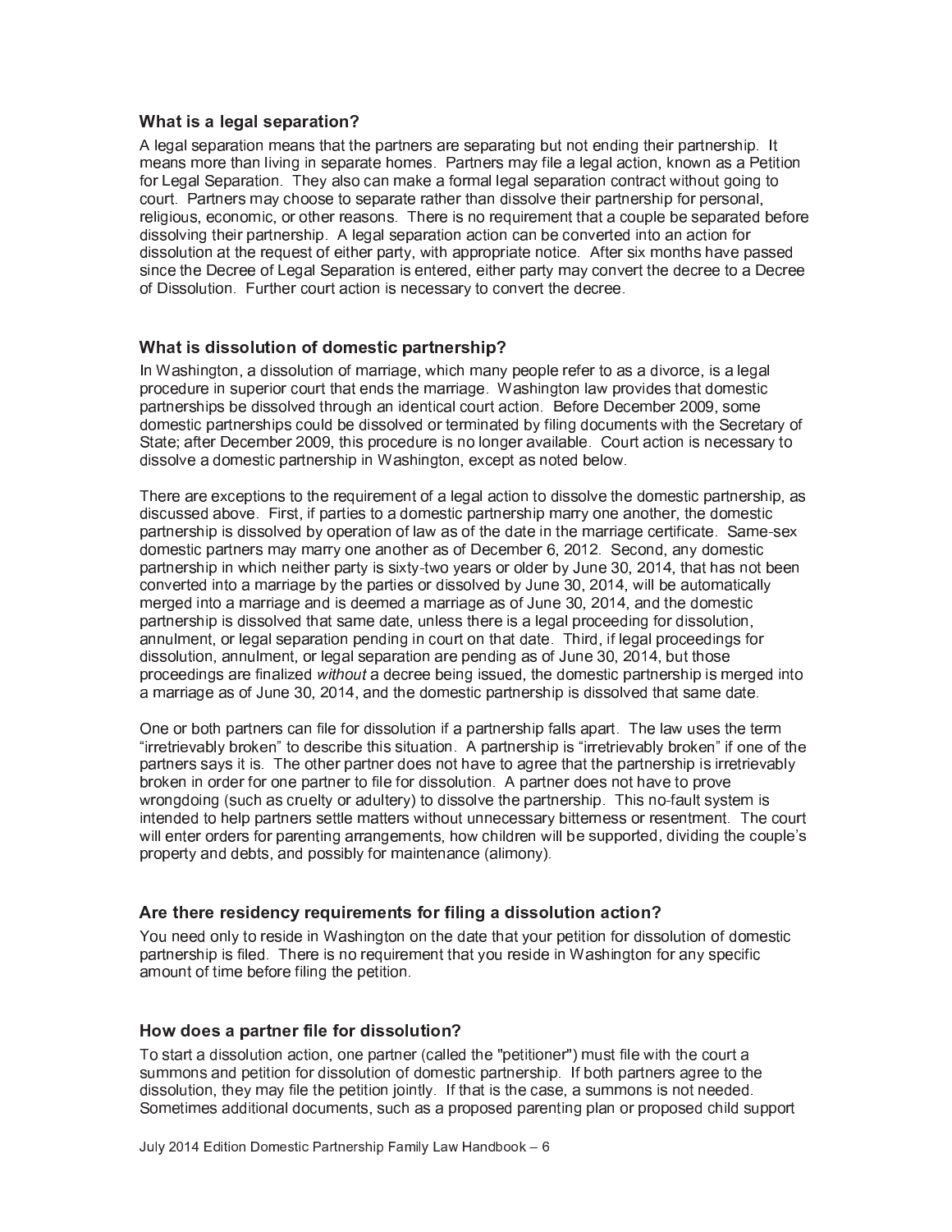### What is a legal separation?

A legal separation means that the partners are separating but not ending their partnership. It means more than living in separate homes. Partners may file a legal action, known as a Petition for Legal Separation. They also can make a formal legal separation contract without going to court. Partners may choose to separate rather than dissolve their partnership for personal, religious, economic, or other reasons. There is no requirement that a couple be separated before dissolving their partnership. A legal separation action can be converted into an action for dissolution at the request of either party, with appropriate notice. After six months have passed since the Decree of Legal Separation is entered, either party may convert the decree to a Decree of Dissolution. Further court action is necessary to convert the decree.

### What is dissolution of domestic partnership?

In Washington, a dissolution of marriage, which many people refer to as a divorce, is a legal procedure in superior court that ends the marriage. Washington law provides that domestic partnerships be dissolved through an identical court action. Before December 2009, some domestic partnerships could be dissolved or terminated by filing documents with the Secretary of State; after December 2009, this procedure is no longer available. Court action is necessary to dissolve a domestic partnership in Washington, except as noted below.

There are exceptions to the requirement of a legal action to dissolve the domestic partnership, as discussed above. First, if parties to a domestic partnership marry one another, the domestic partnership is dissolved by operation of law as of the date in the marriage certificate. Same-sex domestic partners may marry one another as of December 6, 2012. Second, any domestic partnership in which neither party is sixty-two years or older by June 30, 2014, that has not been converted into a marriage by the parties or dissolved by June 30, 2014, will be automatically merged into a marriage and is deemed a marriage as of June 30, 2014, and the domestic partnership is dissolved that same date, unless there is a legal proceeding for dissolution, annulment, or legal separation pending in court on that date. Third, if legal proceedings for dissolution, annulment, or legal separation are pending as of June 30, 2014, but those proceedings are finalized *without* a decree being issued, the domestic partnership is merged into a marriage as of June 30, 2014, and the domestic partnership is dissolved that same date.

One or both partners can file for dissolution if a partnership falls apart. The law uses the term "irretrievably broken" to describe this situation. A partnership is "irretrievably broken" if one of the partners says it is. The other partner does not have to agree that the partnership is irretrievably broken in order for one partner to file for dissolution. A partner does not have to prove wrongdoing (such as cruelty or adultery) to dissolve the partnership. This no-fault system is intended to help partners settle matters without unnecessary bitterness or resentment. The court will enter orders for parenting arrangements, how children will be supported, dividing the couple's property and debts, and possibly for maintenance (alimony).

### Are there residency requirements for filing a dissolution action?

You need only to reside in Washington on the date that your petition for dissolution of domestic partnership is filed. There is no requirement that you reside in Washington for any specific amount of time before filing the petition.

### How does a partner file for dissolution?

To start a dissolution action, one partner (called the "petitioner") must file with the court a summons and petition for dissolution of domestic partnership. If both partners agree to the dissolution, they may file the petition jointly. If that is the case, a summons is not needed. Sometimes additional documents, such as a proposed parenting plan or proposed child support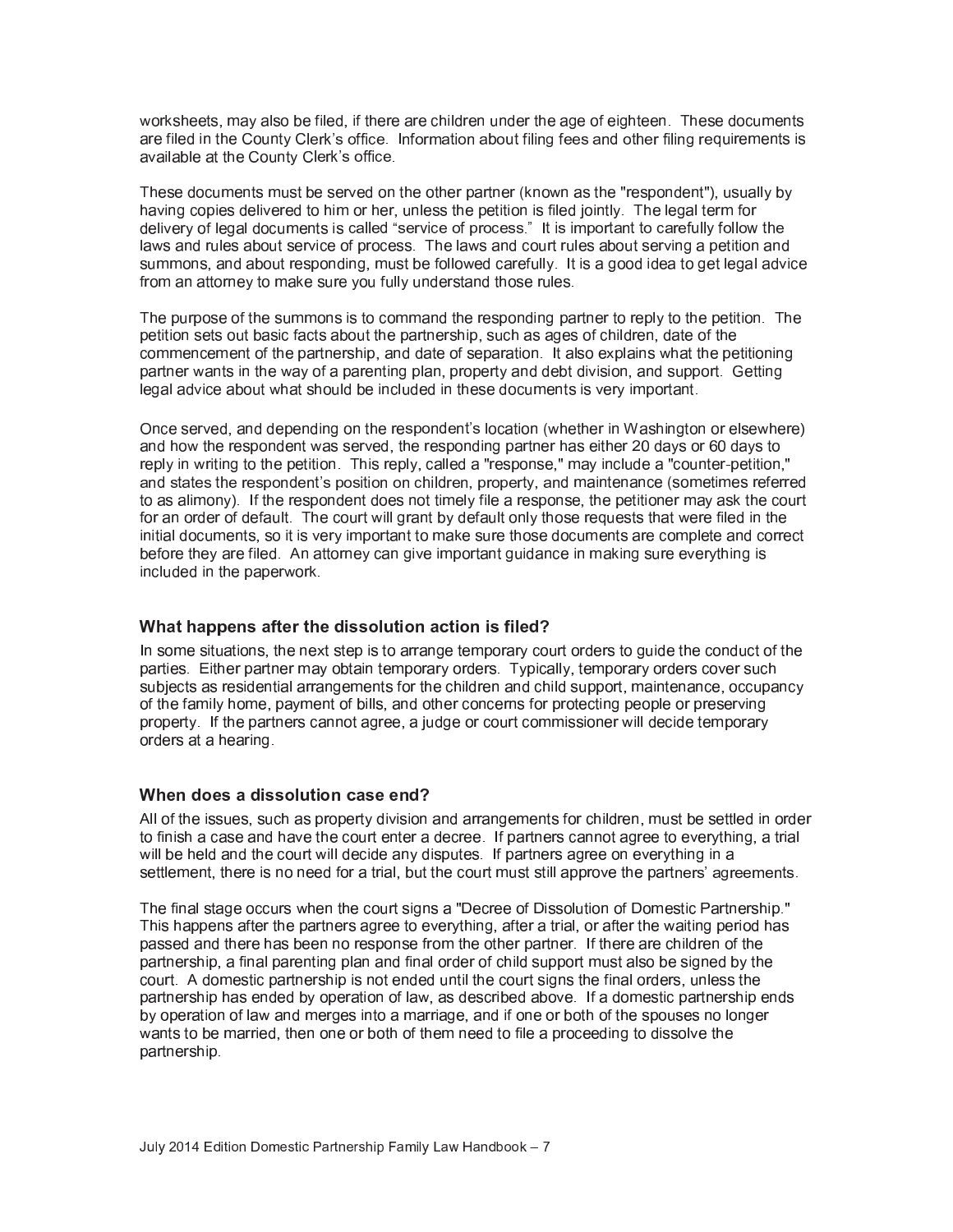worksheets, may also be filed, if there are children under the age of eighteen. These documents are filed in the County Clerk's office. Information about filing fees and other filing requirements is available at the County Clerk's office.

These documents must be served on the other partner (known as the "respondent"), usually by having copies delivered to him or her, unless the petition is filed jointly. The legal term for delivery of legal documents is called "service of process." It is important to carefully follow the laws and rules about service of process. The laws and court rules about serving a petition and summons, and about responding, must be followed carefully. It is a good idea to get legal advice from an attorney to make sure you fully understand those rules.

The purpose of the summons is to command the responding partner to reply to the petition. The petition sets out basic facts about the partnership, such as ages of children, date of the commencement of the partnership, and date of separation. It also explains what the petitioning partner wants in the way of a parenting plan, property and debt division, and support. Getting legal advice about what should be included in these documents is very important.

Once served, and depending on the respondent's location (whether in Washington or elsewhere) and how the respondent was served, the responding partner has either 20 days or 60 days to reply in writing to the petition. This reply, called a "response," may include a "counter-petition," and states the respondent's position on children, property, and maintenance (sometimes referred to as alimony). If the respondent does not timely file a response, the petitioner may ask the court for an order of default. The court will grant by default only those requests that were filed in the initial documents, so it is very important to make sure those documents are complete and correct before they are filed. An attorney can give important guidance in making sure everything is included in the paperwork.

### What happens after the dissolution action is filed?

In some situations, the next step is to arrange temporary court orders to guide the conduct of the parties. Either partner may obtain temporary orders. Typically, temporary orders cover such subjects as residential arrangements for the children and child support, maintenance, occupancy of the family home, payment of bills, and other concerns for protecting people or preserving property. If the partners cannot agree, a judge or court commissioner will decide temporary orders at a hearing.

### When does a dissolution case end?

All of the issues, such as property division and arrangements for children, must be settled in order to finish a case and have the court enter a decree. If partners cannot agree to everything, a trial will be held and the court will decide any disputes. If partners agree on everything in a settlement, there is no need for a trial, but the court must still approve the partners' agreements.

The final stage occurs when the court signs a "Decree of Dissolution of Domestic Partnership." This happens after the partners agree to everything, after a trial, or after the waiting period has passed and there has been no response from the other partner. If there are children of the partnership, a final parenting plan and final order of child support must also be signed by the court. A domestic partnership is not ended until the court signs the final orders, unless the partnership has ended by operation of law, as described above. If a domestic partnership ends by operation of law and merges into a marriage, and if one or both of the spouses no longer wants to be married, then one or both of them need to file a proceeding to dissolve the partnership.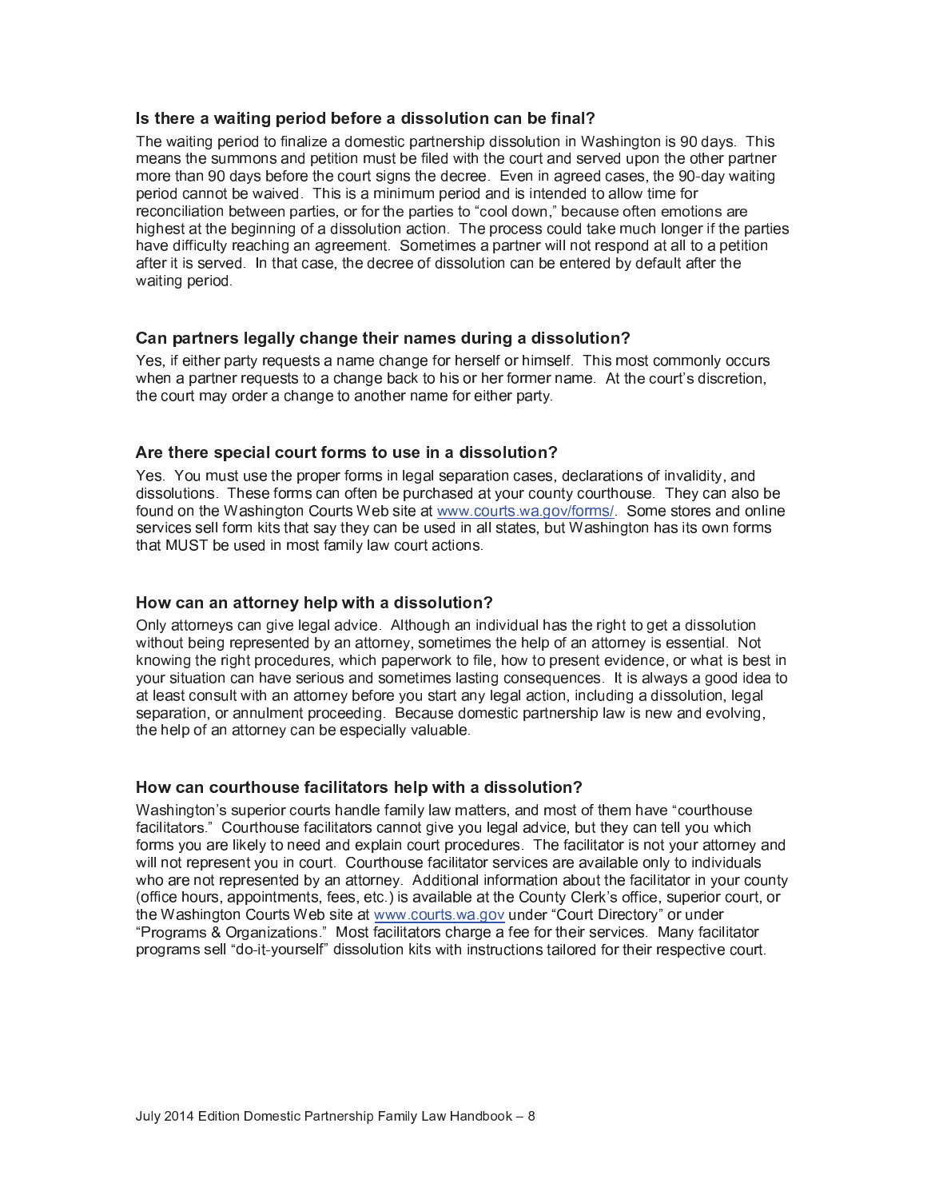### Is there a waiting period before a dissolution can be final?

The waiting period to finalize a domestic partnership dissolution in Washington is 90 days. This means the summons and petition must be filed with the court and served upon the other partner more than 90 days before the court signs the decree. Even in agreed cases, the 90-day waiting period cannot be waived. This is a minimum period and is intended to allow time for reconciliation between parties, or for the parties to "cool down," because often emotions are highest at the beginning of a dissolution action. The process could take much longer if the parties have difficulty reaching an agreement. Sometimes a partner will not respond at all to a petition after it is served. In that case, the decree of dissolution can be entered by default after the waiting period.

### Can partners legally change their names during a dissolution?

Yes, if either party requests a name change for herself or himself. This most commonly occurs when a partner requests to a change back to his or her former name. At the court's discretion, the court may order a change to another name for either party.

### Are there special court forms to use in a dissolution?

Yes. You must use the proper forms in legal separation cases, declarations of invalidity, and dissolutions. These forms can often be purchased at your county courthouse. They can also be found on the Washington Courts Web site at [www.courts.wa.gov/forms/](www.courts.wa.gov/forms/). Some stores and online services sell form kits that say they can be used in all states, but Washington has its own forms that MUST be used in most family law court actions.

### How can an attorney help with a dissolution?

Only attorneys can give legal advice. Although an individual has the right to get a dissolution without being represented by an attorney, sometimes the help of an attorney is essential. Not knowing the right procedures, which paperwork to file, how to present evidence, or what is best in your situation can have serious and sometimes lasting consequences. It is always a good idea to at least consult with an attorney before you start any legal action, including a dissolution, legal separation, or annulment proceeding. Because domestic partnership law is new and evolving, the help of an attorney can be especially valuable.

### How can courthouse facilitators help with a dissolution?

Washington's superior courts handle family law matters, and most of them have "courthouse facilitators." Courthouse facilitators cannot give you legal advice, but they can tell you which forms you are likely to need and explain court procedures. The facilitator is not your attorney and will not represent you in court. Courthouse facilitator services are available only to individuals who are not represented by an attorney. Additional information about the facilitator in your county (office hours, appointments, fees, etc.) is available at the County Clerk's office, superior court, or the Washington Courts Web site at [www.courts.wa.gov](www.courts.wa.gov) under "Court Directory" or under "Programs & Organizations." Most facilitators charge a fee for their services. Many facilitator programs sell "do-it-yourself" dissolution kits with instructions tailored for their respective court.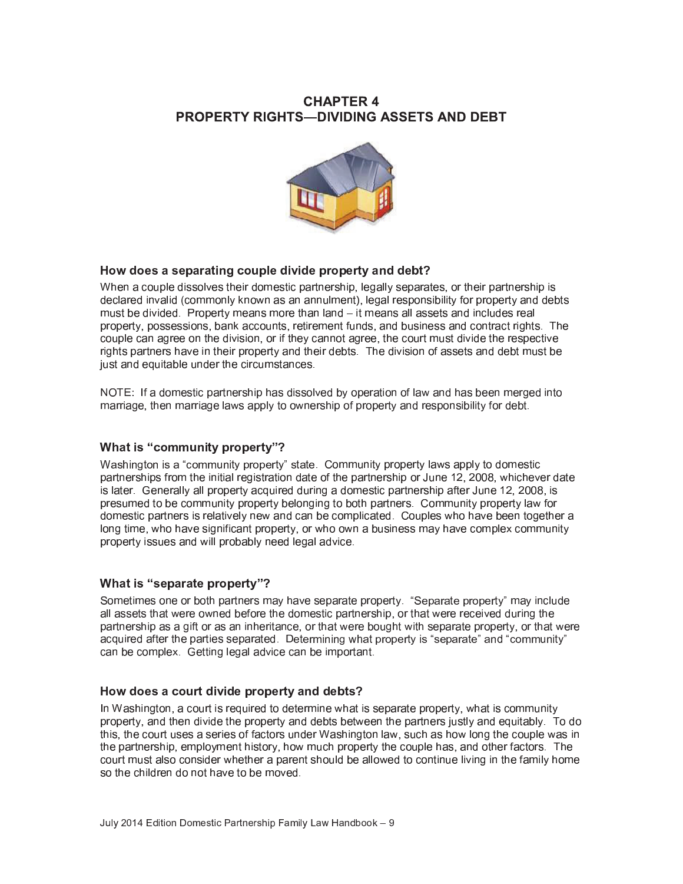# CHAPTER 4
# PROPERTY RIGHTS—DIVIDING ASSETS AND DEBT

### How does a separating couple divide property and debt?

When a couple dissolves their domestic partnership, legally separates, or their partnership is declared invalid (commonly known as an annulment), legal responsibility for property and debts must be divided. Property means more than land – it means all assets and includes real property, possessions, bank accounts, retirement funds, and business and contract rights. The couple can agree on the division, or if they cannot agree, the court must divide the respective rights partners have in their property and their debts. The division of assets and debt must be just and equitable under the circumstances.

NOTE: If a domestic partnership has dissolved by operation of law and has been merged into marriage, then marriage laws apply to ownership of property and responsibility for debt.

### What is "community property"?

Washington is a "community property" state. Community property laws apply to domestic partnerships from the initial registration date of the partnership or June 12, 2008, whichever date is later. Generally all property acquired during a domestic partnership after June 12, 2008, is presumed to be community property belonging to both partners. Community property law for domestic partners is relatively new and can be complicated. Couples who have been together a long time, who have significant property, or who own a business may have complex community property issues and will probably need legal advice.

### What is "separate property"?

Sometimes one or both partners may have separate property. "Separate property" may include all assets that were owned before the domestic partnership, or that were received during the partnership as a gift or as an inheritance, or that were bought with separate property, or that were acquired after the parties separated. Determining what property is "separate" and "community" can be complex. Getting legal advice can be important.

### How does a court divide property and debts?

In Washington, a court is required to determine what is separate property, what is community property, and then divide the property and debts between the partners justly and equitably. To do this, the court uses a series of factors under Washington law, such as how long the couple was in the partnership, employment history, how much property the couple has, and other factors. The court must also consider whether a parent should be allowed to continue living in the family home so the children do not have to be moved.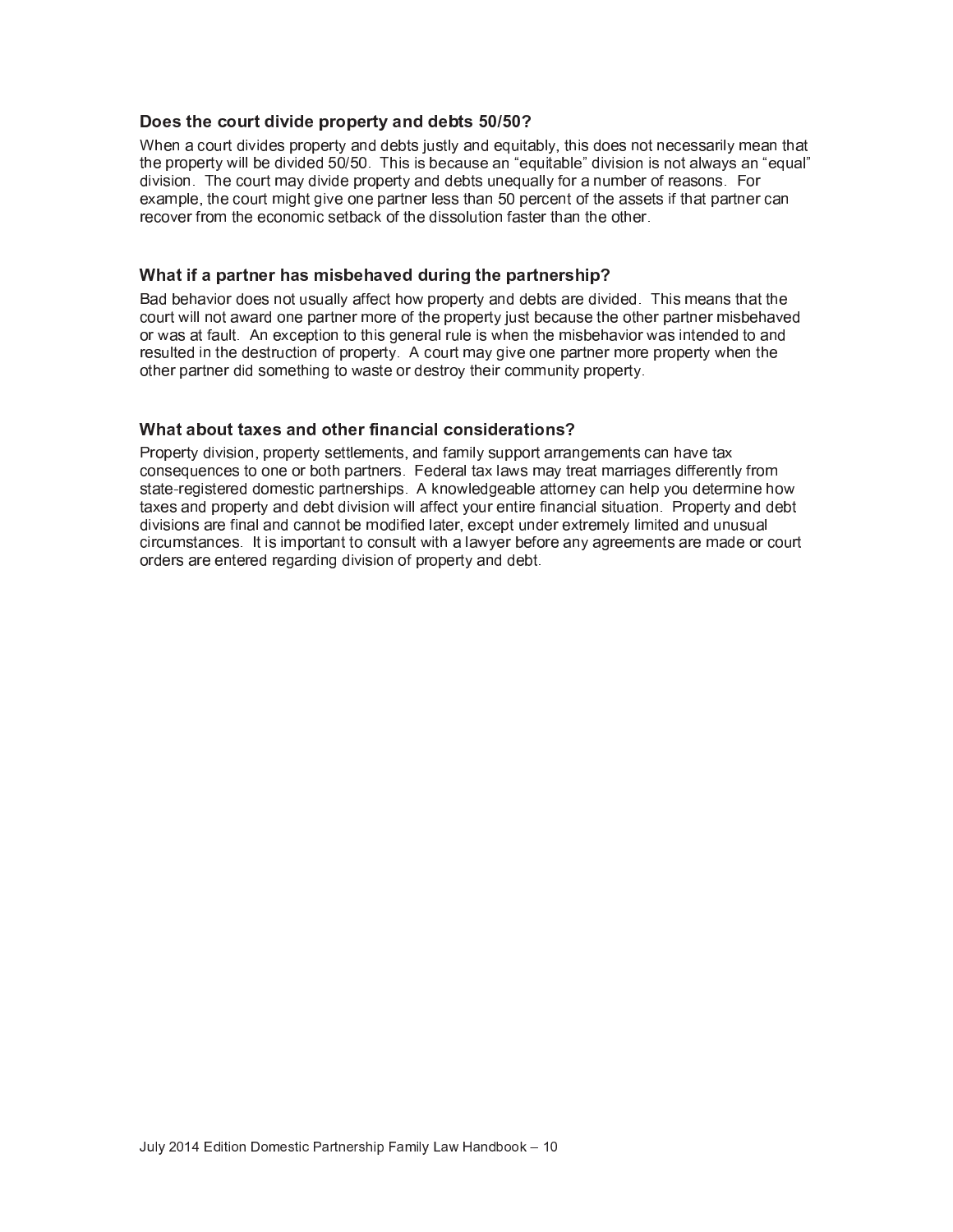### Does the court divide property and debts 50/50?

When a court divides property and debts justly and equitably, this does not necessarily mean that the property will be divided 50/50. This is because an "equitable" division is not always an "equal" division. The court may divide property and debts unequally for a number of reasons. For example, the court might give one partner less than 50 percent of the assets if that partner can recover from the economic setback of the dissolution faster than the other.

### What if a partner has misbehaved during the partnership?

Bad behavior does not usually affect how property and debts are divided. This means that the court will not award one partner more of the property just because the other partner misbehaved or was at fault. An exception to this general rule is when the misbehavior was intended to and resulted in the destruction of property. A court may give one partner more property when the other partner did something to waste or destroy their community property.

### What about taxes and other financial considerations?

Property division, property settlements, and family support arrangements can have tax consequences to one or both partners. Federal tax laws may treat marriages differently from state-registered domestic partnerships. A knowledgeable attorney can help you determine how taxes and property and debt division will affect your entire financial situation. Property and debt divisions are final and cannot be modified later, except under extremely limited and unusual circumstances. It is important to consult with a lawyer before any agreements are made or court orders are entered regarding division of property and debt.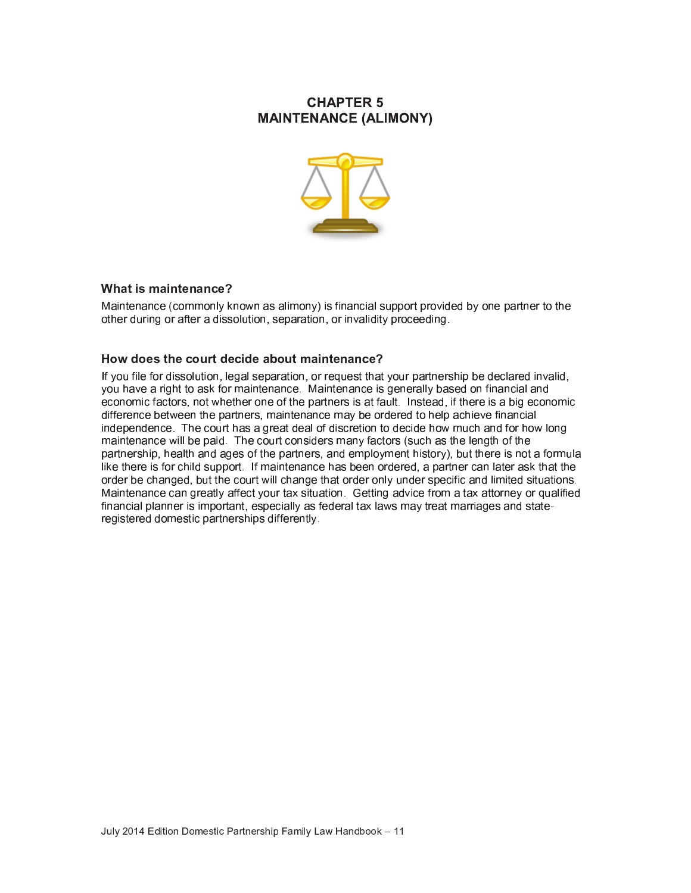# CHAPTER 5
# MAINTENANCE (ALIMONY)

## What is maintenance?

Maintenance (commonly known as alimony) is financial support provided by one partner to the other during or after a dissolution, separation, or invalidity proceeding.

## How does the court decide about maintenance?

If you file for dissolution, legal separation, or request that your partnership be declared invalid, you have a right to ask for maintenance. Maintenance is generally based on financial and economic factors, not whether one of the partners is at fault. Instead, if there is a big economic difference between the partners, maintenance may be ordered to help achieve financial independence. The court has a great deal of discretion to decide how much and for how long maintenance will be paid. The court considers many factors (such as the length of the partnership, health and ages of the partners, and employment history), but there is not a formula like there is for child support. If maintenance has been ordered, a partner can later ask that the order be changed, but the court will change that order only under specific and limited situations. Maintenance can greatly affect your tax situation. Getting advice from a tax attorney or qualified financial planner is important, especially as federal tax laws may treat marriages and state-registered domestic partnerships differently.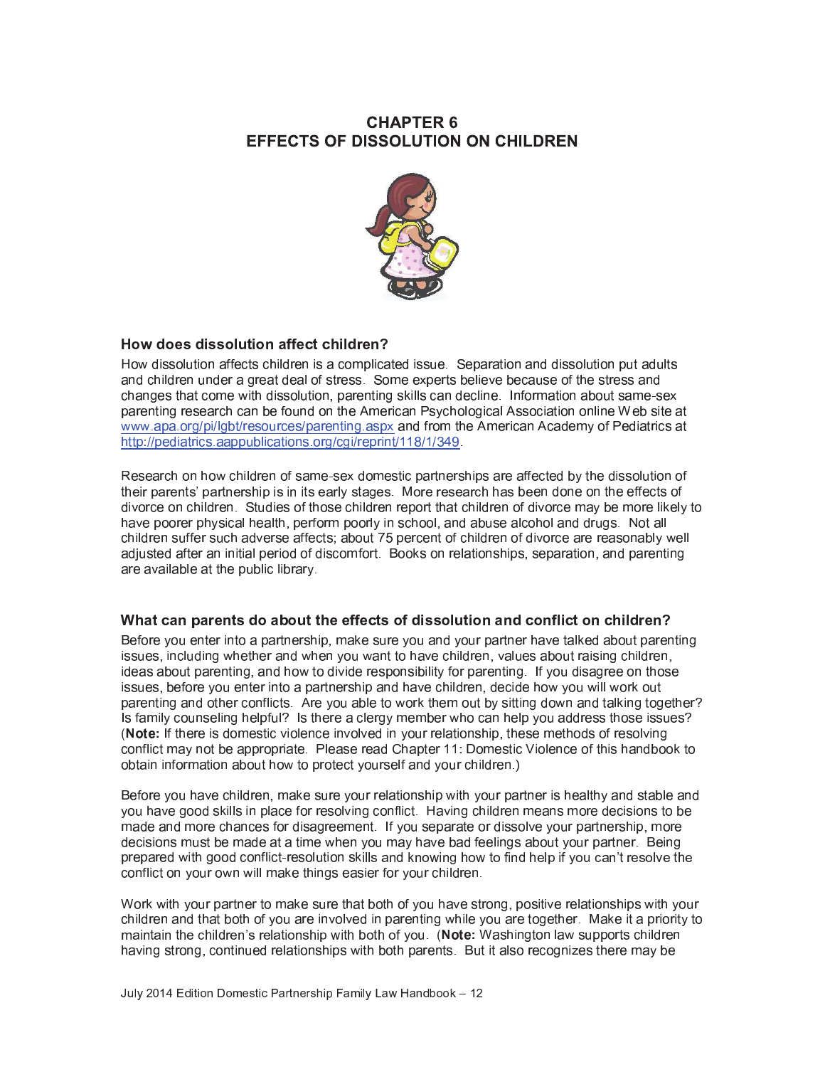# CHAPTER 6
# EFFECTS OF DISSOLUTION ON CHILDREN

### How does dissolution affect children?

How dissolution affects children is a complicated issue. Separation and dissolution put adults and children under a great deal of stress. Some experts believe because of the stress and changes that come with dissolution, parenting skills can decline. Information about same-sex parenting research can be found on the American Psychological Association online Web site at www.apa.org/pi/lgbt/resources/parenting.aspx and from the American Academy of Pediatrics at http://pediatrics.aappublications.org/cgi/reprint/118/1/349.

Research on how children of same-sex domestic partnerships are affected by the dissolution of their parents' partnership is in its early stages. More research has been done on the effects of divorce on children. Studies of those children report that children of divorce may be more likely to have poorer physical health, perform poorly in school, and abuse alcohol and drugs. Not all children suffer such adverse affects; about 75 percent of children of divorce are reasonably well adjusted after an initial period of discomfort. Books on relationships, separation, and parenting are available at the public library.

### What can parents do about the effects of dissolution and conflict on children?

Before you enter into a partnership, make sure you and your partner have talked about parenting issues, including whether and when you want to have children, values about raising children, ideas about parenting, and how to divide responsibility for parenting. If you disagree on those issues, before you enter into a partnership and have children, decide how you will work out parenting and other conflicts. Are you able to work them out by sitting down and talking together? Is family counseling helpful? Is there a clergy member who can help you address those issues? (**Note:** If there is domestic violence involved in your relationship, these methods of resolving conflict may not be appropriate. Please read Chapter 11: Domestic Violence of this handbook to obtain information about how to protect yourself and your children.)

Before you have children, make sure your relationship with your partner is healthy and stable and you have good skills in place for resolving conflict. Having children means more decisions to be made and more chances for disagreement. If you separate or dissolve your partnership, more decisions must be made at a time when you may have bad feelings about your partner. Being prepared with good conflict-resolution skills and knowing how to find help if you can't resolve the conflict on your own will make things easier for your children.

Work with your partner to make sure that both of you have strong, positive relationships with your children and that both of you are involved in parenting while you are together. Make it a priority to maintain the children's relationship with both of you. (**Note:** Washington law supports children having strong, continued relationships with both parents. But it also recognizes there may be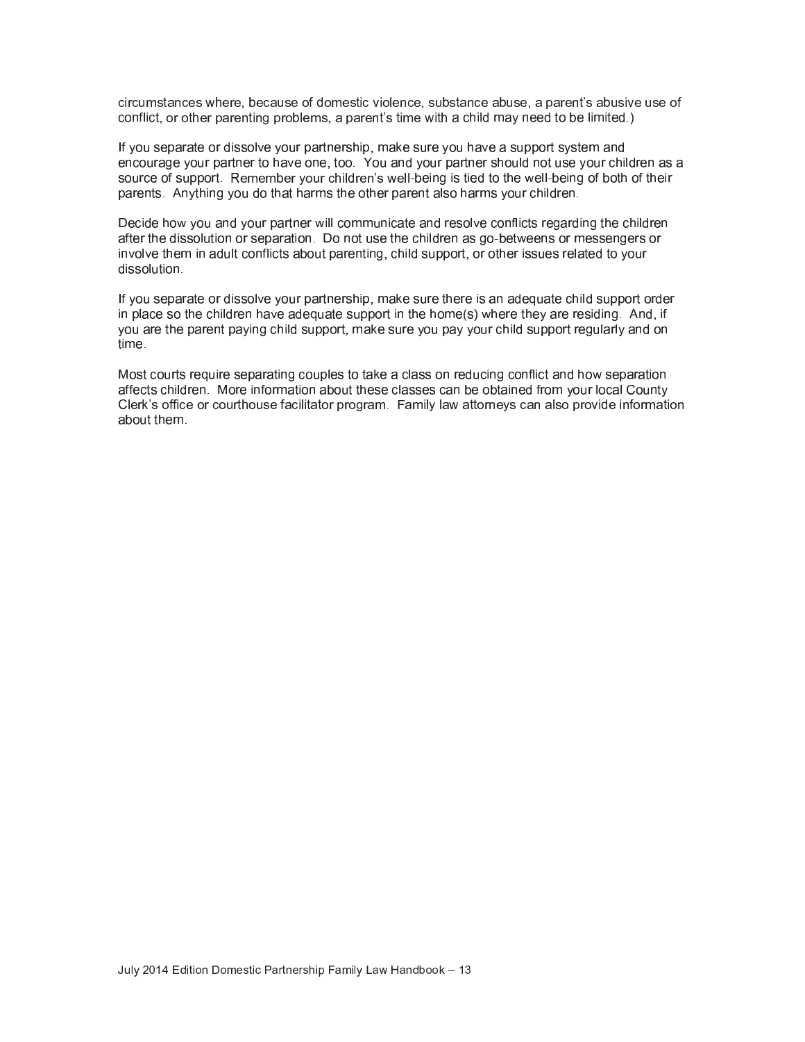circumstances where, because of domestic violence, substance abuse, a parent's abusive use of conflict, or other parenting problems, a parent's time with a child may need to be limited.)

If you separate or dissolve your partnership, make sure you have a support system and encourage your partner to have one, too. You and your partner should not use your children as a source of support. Remember your children's well-being is tied to the well-being of both of their parents. Anything you do that harms the other parent also harms your children.

Decide how you and your partner will communicate and resolve conflicts regarding the children after the dissolution or separation. Do not use the children as go-betweens or messengers or involve them in adult conflicts about parenting, child support, or other issues related to your dissolution.

If you separate or dissolve your partnership, make sure there is an adequate child support order in place so the children have adequate support in the home(s) where they are residing. And, if you are the parent paying child support, make sure you pay your child support regularly and on time.

Most courts require separating couples to take a class on reducing conflict and how separation affects children. More information about these classes can be obtained from your local County Clerk's office or courthouse facilitator program. Family law attorneys can also provide information about them.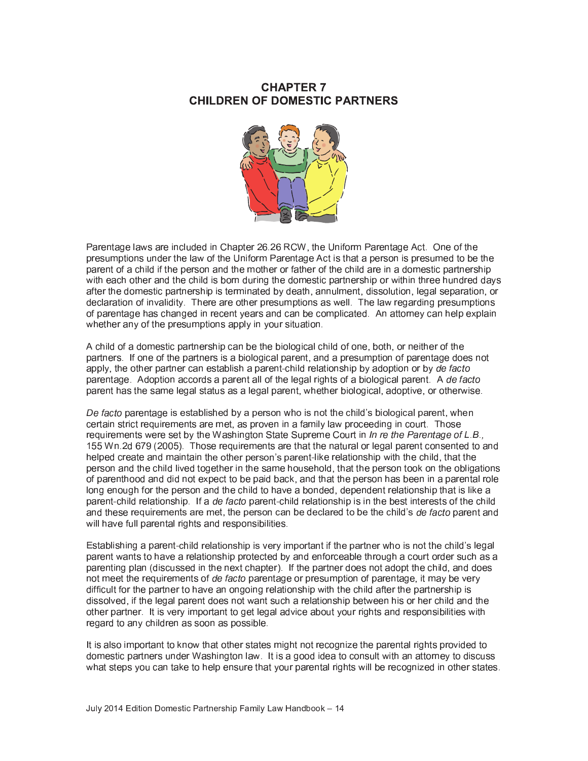# CHAPTER 7
# CHILDREN OF DOMESTIC PARTNERS

Parentage laws are included in Chapter 26.26 RCW, the Uniform Parentage Act. One of the presumptions under the law of the Uniform Parentage Act is that a person is presumed to be the parent of a child if the person and the mother or father of the child are in a domestic partnership with each other and the child is born during the domestic partnership or within three hundred days after the domestic partnership is terminated by death, annulment, dissolution, legal separation, or declaration of invalidity. There are other presumptions as well. The law regarding presumptions of parentage has changed in recent years and can be complicated. An attorney can help explain whether any of the presumptions apply in your situation.

A child of a domestic partnership can be the biological child of one, both, or neither of the partners. If one of the partners is a biological parent, and a presumption of parentage does not apply, the other partner can establish a parent-child relationship by adoption or by *de facto* parentage. Adoption accords a parent all of the legal rights of a biological parent. A *de facto* parent has the same legal status as a legal parent, whether biological, adoptive, or otherwise.

*De facto* parentage is established by a person who is not the child's biological parent, when certain strict requirements are met, as proven in a family law proceeding in court. Those requirements were set by the Washington State Supreme Court in *In re the Parentage of L.B.,* 155 Wn.2d 679 (2005). Those requirements are that the natural or legal parent consented to and helped create and maintain the other person's parent-like relationship with the child, that the person and the child lived together in the same household, that the person took on the obligations of parenthood and did not expect to be paid back, and that the person has been in a parental role long enough for the person and the child to have a bonded, dependent relationship that is like a parent-child relationship. If a *de facto* parent-child relationship is in the best interests of the child and these requirements are met, the person can be declared to be the child's *de facto* parent and will have full parental rights and responsibilities.

Establishing a parent-child relationship is very important if the partner who is not the child's legal parent wants to have a relationship protected by and enforceable through a court order such as a parenting plan (discussed in the next chapter). If the partner does not adopt the child, and does not meet the requirements of *de facto* parentage or presumption of parentage, it may be very difficult for the partner to have an ongoing relationship with the child after the partnership is dissolved, if the legal parent does not want such a relationship between his or her child and the other partner. It is very important to get legal advice about your rights and responsibilities with regard to any children as soon as possible.

It is also important to know that other states might not recognize the parental rights provided to domestic partners under Washington law. It is a good idea to consult with an attorney to discuss what steps you can take to help ensure that your parental rights will be recognized in other states.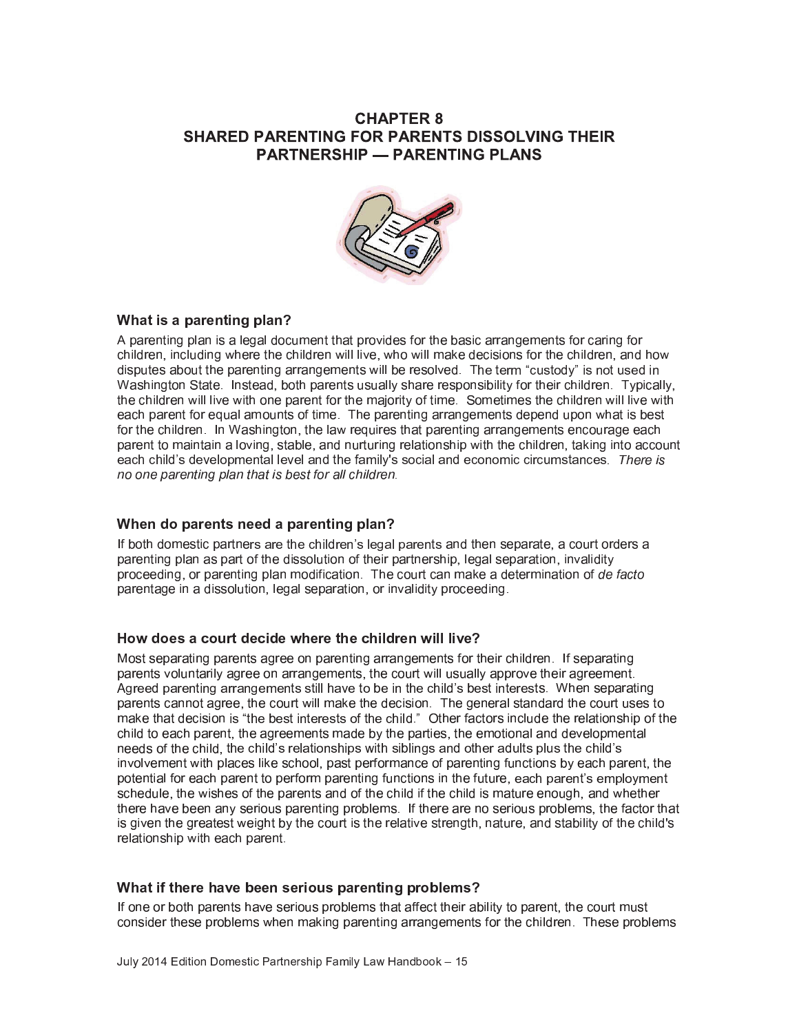# CHAPTER 8
# SHARED PARENTING FOR PARENTS DISSOLVING THEIR PARTNERSHIP — PARENTING PLANS

## What is a parenting plan?

A parenting plan is a legal document that provides for the basic arrangements for caring for children, including where the children will live, who will make decisions for the children, and how disputes about the parenting arrangements will be resolved. The term "custody" is not used in Washington State. Instead, both parents usually share responsibility for their children. Typically, the children will live with one parent for the majority of time. Sometimes the children will live with each parent for equal amounts of time. The parenting arrangements depend upon what is best for the children. In Washington, the law requires that parenting arrangements encourage each parent to maintain a loving, stable, and nurturing relationship with the children, taking into account each child's developmental level and the family's social and economic circumstances. *There is no one parenting plan that is best for all children.*

## When do parents need a parenting plan?

If both domestic partners are the children's legal parents and then separate, a court orders a parenting plan as part of the dissolution of their partnership, legal separation, invalidity proceeding, or parenting plan modification. The court can make a determination of *de facto* parentage in a dissolution, legal separation, or invalidity proceeding.

## How does a court decide where the children will live?

Most separating parents agree on parenting arrangements for their children. If separating parents voluntarily agree on arrangements, the court will usually approve their agreement. Agreed parenting arrangements still have to be in the child's best interests. When separating parents cannot agree, the court will make the decision. The general standard the court uses to make that decision is "the best interests of the child." Other factors include the relationship of the child to each parent, the agreements made by the parties, the emotional and developmental needs of the child, the child's relationships with siblings and other adults plus the child's involvement with places like school, past performance of parenting functions by each parent, the potential for each parent to perform parenting functions in the future, each parent's employment schedule, the wishes of the parents and of the child if the child is mature enough, and whether there have been any serious parenting problems. If there are no serious problems, the factor that is given the greatest weight by the court is the relative strength, nature, and stability of the child's relationship with each parent.

## What if there have been serious parenting problems?

If one or both parents have serious problems that affect their ability to parent, the court must consider these problems when making parenting arrangements for the children. These problems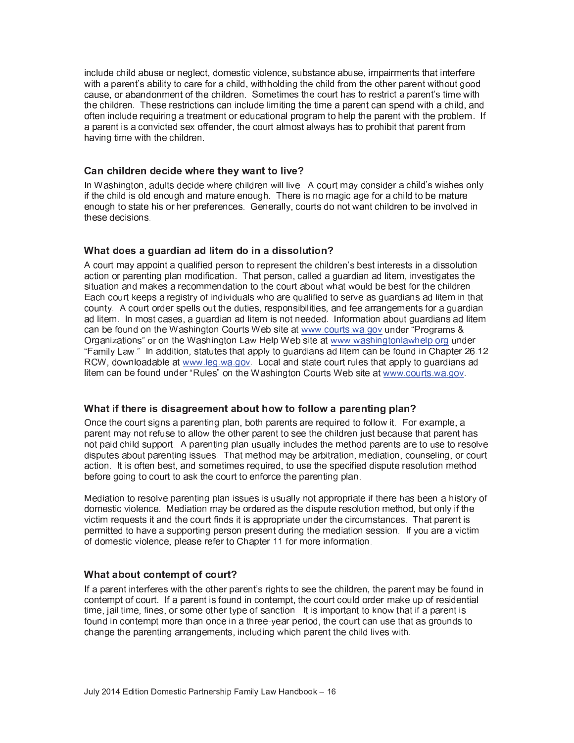include child abuse or neglect, domestic violence, substance abuse, impairments that interfere with a parent's ability to care for a child, withholding the child from the other parent without good cause, or abandonment of the children. Sometimes the court has to restrict a parent's time with the children. These restrictions can include limiting the time a parent can spend with a child, and often include requiring a treatment or educational program to help the parent with the problem. If a parent is a convicted sex offender, the court almost always has to prohibit that parent from having time with the children.

### Can children decide where they want to live?

In Washington, adults decide where children will live. A court may consider a child's wishes only if the child is old enough and mature enough. There is no magic age for a child to be mature enough to state his or her preferences. Generally, courts do not want children to be involved in these decisions.

### What does a guardian ad litem do in a dissolution?

A court may appoint a qualified person to represent the children's best interests in a dissolution action or parenting plan modification. That person, called a guardian ad litem, investigates the situation and makes a recommendation to the court about what would be best for the children. Each court keeps a registry of individuals who are qualified to serve as guardians ad litem in that county. A court order spells out the duties, responsibilities, and fee arrangements for a guardian ad litem. In most cases, a guardian ad litem is not needed. Information about guardians ad litem can be found on the Washington Courts Web site at www.courts.wa.gov under "Programs & Organizations" or on the Washington Law Help Web site at www.washingtonlawhelp.org under "Family Law." In addition, statutes that apply to guardians ad litem can be found in Chapter 26.12 RCW, downloadable at www.leg.wa.gov. Local and state court rules that apply to guardians ad litem can be found under "Rules" on the Washington Courts Web site at www.courts.wa.gov.

### What if there is disagreement about how to follow a parenting plan?

Once the court signs a parenting plan, both parents are required to follow it. For example, a parent may not refuse to allow the other parent to see the children just because that parent has not paid child support. A parenting plan usually includes the method parents are to use to resolve disputes about parenting issues. That method may be arbitration, mediation, counseling, or court action. It is often best, and sometimes required, to use the specified dispute resolution method before going to court to ask the court to enforce the parenting plan.

Mediation to resolve parenting plan issues is usually not appropriate if there has been a history of domestic violence. Mediation may be ordered as the dispute resolution method, but only if the victim requests it and the court finds it is appropriate under the circumstances. That parent is permitted to have a supporting person present during the mediation session. If you are a victim of domestic violence, please refer to Chapter 11 for more information.

### What about contempt of court?

If a parent interferes with the other parent's rights to see the children, the parent may be found in contempt of court. If a parent is found in contempt, the court could order make up of residential time, jail time, fines, or some other type of sanction. It is important to know that if a parent is found in contempt more than once in a three-year period, the court can use that as grounds to change the parenting arrangements, including which parent the child lives with.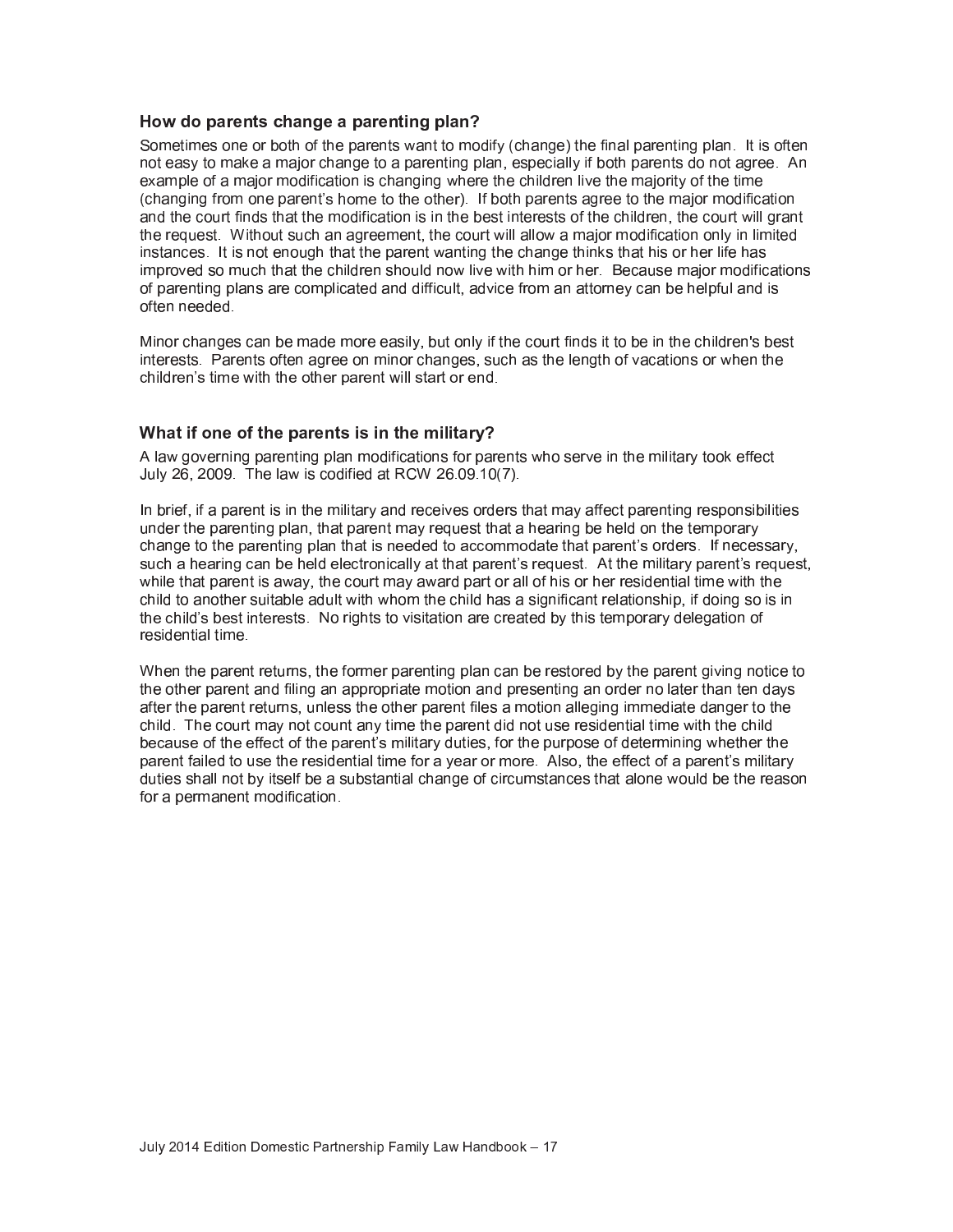### How do parents change a parenting plan?

Sometimes one or both of the parents want to modify (change) the final parenting plan. It is often not easy to make a major change to a parenting plan, especially if both parents do not agree. An example of a major modification is changing where the children live the majority of the time (changing from one parent's home to the other). If both parents agree to the major modification and the court finds that the modification is in the best interests of the children, the court will grant the request. Without such an agreement, the court will allow a major modification only in limited instances. It is not enough that the parent wanting the change thinks that his or her life has improved so much that the children should now live with him or her. Because major modifications of parenting plans are complicated and difficult, advice from an attorney can be helpful and is often needed.

Minor changes can be made more easily, but only if the court finds it to be in the children's best interests. Parents often agree on minor changes, such as the length of vacations or when the children's time with the other parent will start or end.

### What if one of the parents is in the military?

A law governing parenting plan modifications for parents who serve in the military took effect July 26, 2009. The law is codified at RCW 26.09.10(7).

In brief, if a parent is in the military and receives orders that may affect parenting responsibilities under the parenting plan, that parent may request that a hearing be held on the temporary change to the parenting plan that is needed to accommodate that parent's orders. If necessary, such a hearing can be held electronically at that parent's request. At the military parent's request, while that parent is away, the court may award part or all of his or her residential time with the child to another suitable adult with whom the child has a significant relationship, if doing so is in the child's best interests. No rights to visitation are created by this temporary delegation of residential time.

When the parent returns, the former parenting plan can be restored by the parent giving notice to the other parent and filing an appropriate motion and presenting an order no later than ten days after the parent returns, unless the other parent files a motion alleging immediate danger to the child. The court may not count any time the parent did not use residential time with the child because of the effect of the parent's military duties, for the purpose of determining whether the parent failed to use the residential time for a year or more. Also, the effect of a parent's military duties shall not by itself be a substantial change of circumstances that alone would be the reason for a permanent modification.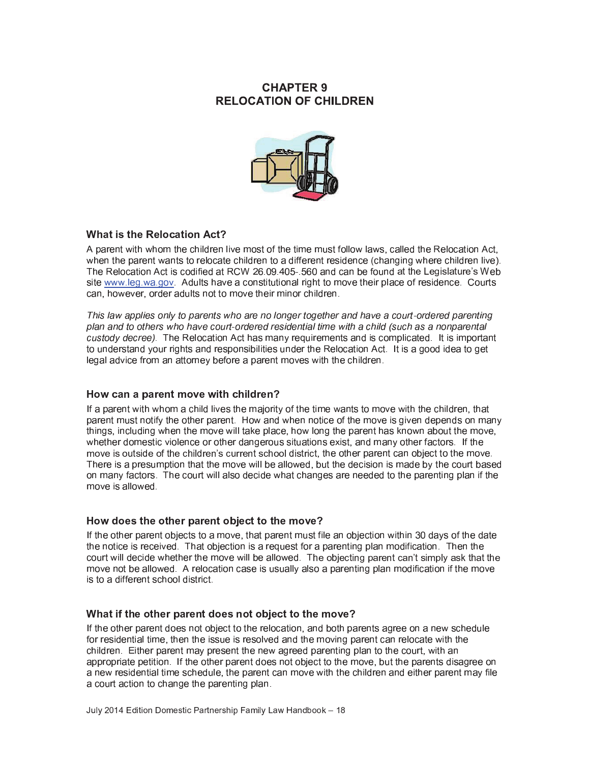# CHAPTER 9
# RELOCATION OF CHILDREN

### What is the Relocation Act?

A parent with whom the children live most of the time must follow laws, called the Relocation Act, when the parent wants to relocate children to a different residence (changing where children live). The Relocation Act is codified at RCW 26.09.405-.560 and can be found at the Legislature's Web site www.leg.wa.gov. Adults have a constitutional right to move their place of residence. Courts can, however, order adults not to move their minor children.

*This law applies only to parents who are no longer together and have a court-ordered parenting plan and to others who have court-ordered residential time with a child (such as a nonparental custody decree).* The Relocation Act has many requirements and is complicated. It is important to understand your rights and responsibilities under the Relocation Act. It is a good idea to get legal advice from an attorney before a parent moves with the children.

### How can a parent move with children?

If a parent with whom a child lives the majority of the time wants to move with the children, that parent must notify the other parent. How and when notice of the move is given depends on many things, including when the move will take place, how long the parent has known about the move, whether domestic violence or other dangerous situations exist, and many other factors. If the move is outside of the children's current school district, the other parent can object to the move. There is a presumption that the move will be allowed, but the decision is made by the court based on many factors. The court will also decide what changes are needed to the parenting plan if the move is allowed.

### How does the other parent object to the move?

If the other parent objects to a move, that parent must file an objection within 30 days of the date the notice is received. That objection is a request for a parenting plan modification. Then the court will decide whether the move will be allowed. The objecting parent can't simply ask that the move not be allowed. A relocation case is usually also a parenting plan modification if the move is to a different school district.

### What if the other parent does not object to the move?

If the other parent does not object to the relocation, and both parents agree on a new schedule for residential time, then the issue is resolved and the moving parent can relocate with the children. Either parent may present the new agreed parenting plan to the court, with an appropriate petition. If the other parent does not object to the move, but the parents disagree on a new residential time schedule, the parent can move with the children and either parent may file a court action to change the parenting plan.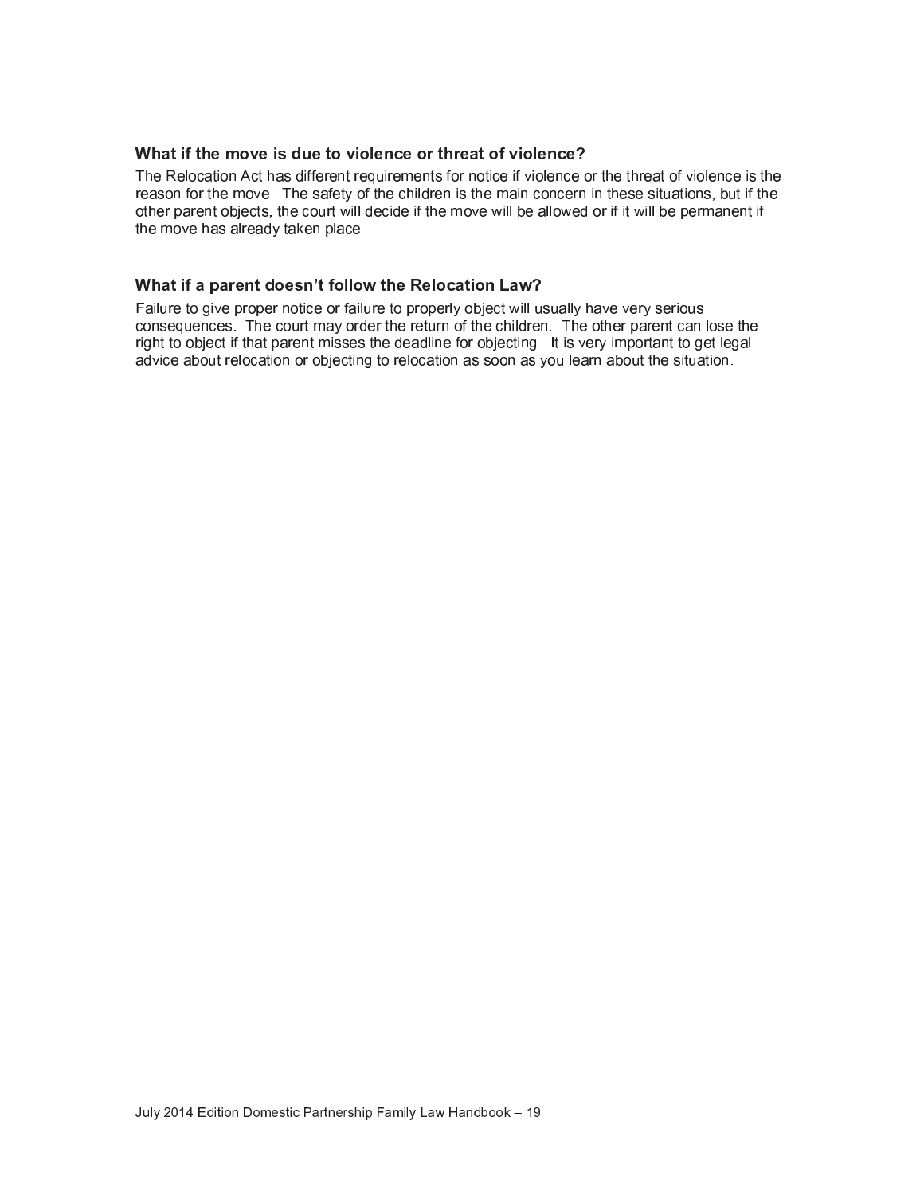### What if the move is due to violence or threat of violence?

The Relocation Act has different requirements for notice if violence or the threat of violence is the reason for the move. The safety of the children is the main concern in these situations, but if the other parent objects, the court will decide if the move will be allowed or if it will be permanent if the move has already taken place.

### What if a parent doesn't follow the Relocation Law?

Failure to give proper notice or failure to properly object will usually have very serious consequences. The court may order the return of the children. The other parent can lose the right to object if that parent misses the deadline for objecting. It is very important to get legal advice about relocation or objecting to relocation as soon as you learn about the situation.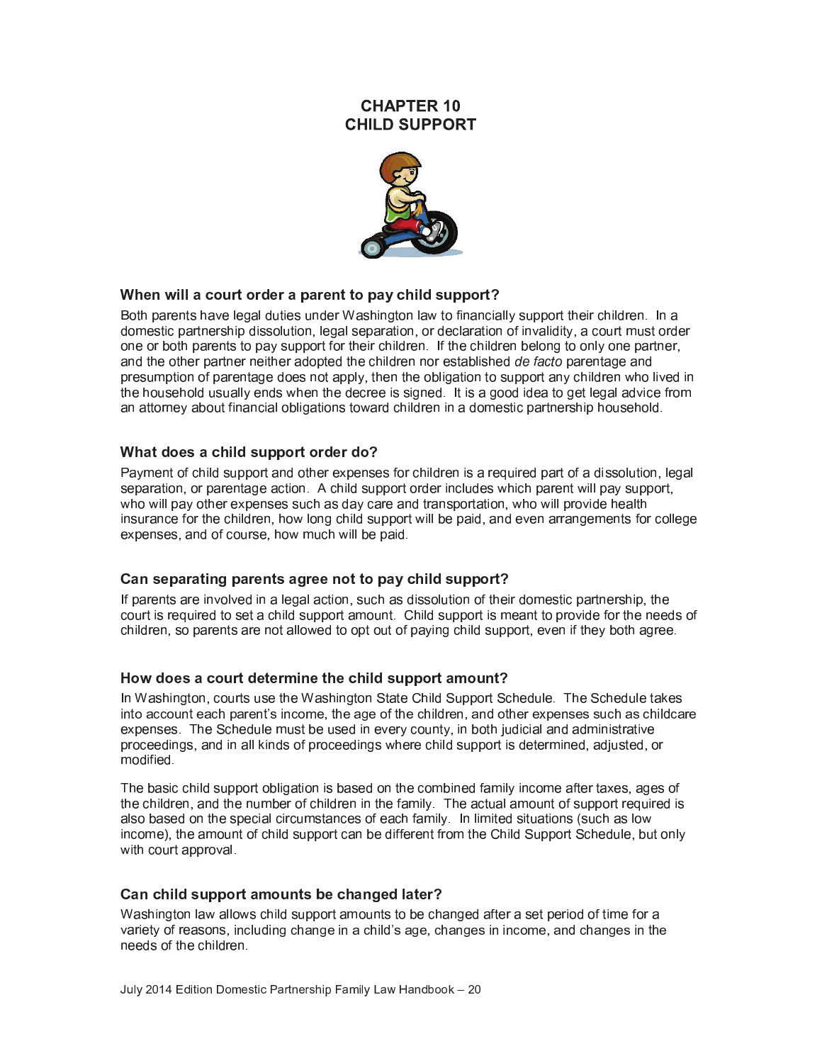# CHAPTER 10
# CHILD SUPPORT

### When will a court order a parent to pay child support?

Both parents have legal duties under Washington law to financially support their children. In a domestic partnership dissolution, legal separation, or declaration of invalidity, a court must order one or both parents to pay support for their children. If the children belong to only one partner, and the other partner neither adopted the children nor established *de facto* parentage and presumption of parentage does not apply, then the obligation to support any children who lived in the household usually ends when the decree is signed. It is a good idea to get legal advice from an attorney about financial obligations toward children in a domestic partnership household.

### What does a child support order do?

Payment of child support and other expenses for children is a required part of a dissolution, legal separation, or parentage action. A child support order includes which parent will pay support, who will pay other expenses such as day care and transportation, who will provide health insurance for the children, how long child support will be paid, and even arrangements for college expenses, and of course, how much will be paid.

### Can separating parents agree not to pay child support?

If parents are involved in a legal action, such as dissolution of their domestic partnership, the court is required to set a child support amount. Child support is meant to provide for the needs of children, so parents are not allowed to opt out of paying child support, even if they both agree.

### How does a court determine the child support amount?

In Washington, courts use the Washington State Child Support Schedule. The Schedule takes into account each parent's income, the age of the children, and other expenses such as childcare expenses. The Schedule must be used in every county, in both judicial and administrative proceedings, and in all kinds of proceedings where child support is determined, adjusted, or modified.

The basic child support obligation is based on the combined family income after taxes, ages of the children, and the number of children in the family. The actual amount of support required is also based on the special circumstances of each family. In limited situations (such as low income), the amount of child support can be different from the Child Support Schedule, but only with court approval.

### Can child support amounts be changed later?

Washington law allows child support amounts to be changed after a set period of time for a variety of reasons, including change in a child's age, changes in income, and changes in the needs of the children.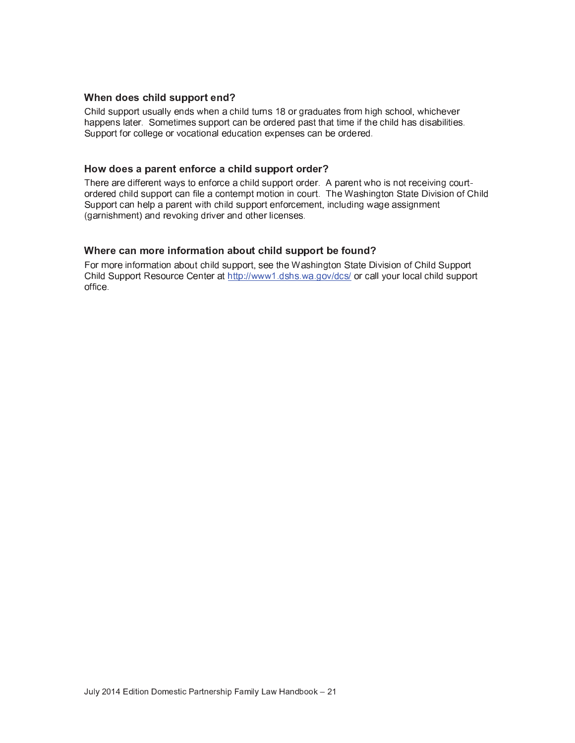### When does child support end?

Child support usually ends when a child turns 18 or graduates from high school, whichever happens later. Sometimes support can be ordered past that time if the child has disabilities. Support for college or vocational education expenses can be ordered.

### How does a parent enforce a child support order?

There are different ways to enforce a child support order. A parent who is not receiving court-ordered child support can file a contempt motion in court. The Washington State Division of Child Support can help a parent with child support enforcement, including wage assignment (garnishment) and revoking driver and other licenses.

### Where can more information about child support be found?

For more information about child support, see the Washington State Division of Child Support Child Support Resource Center at [http://www1.dshs.wa.gov/dcs/](http://www1.dshs.wa.gov/dcs/) or call your local child support office.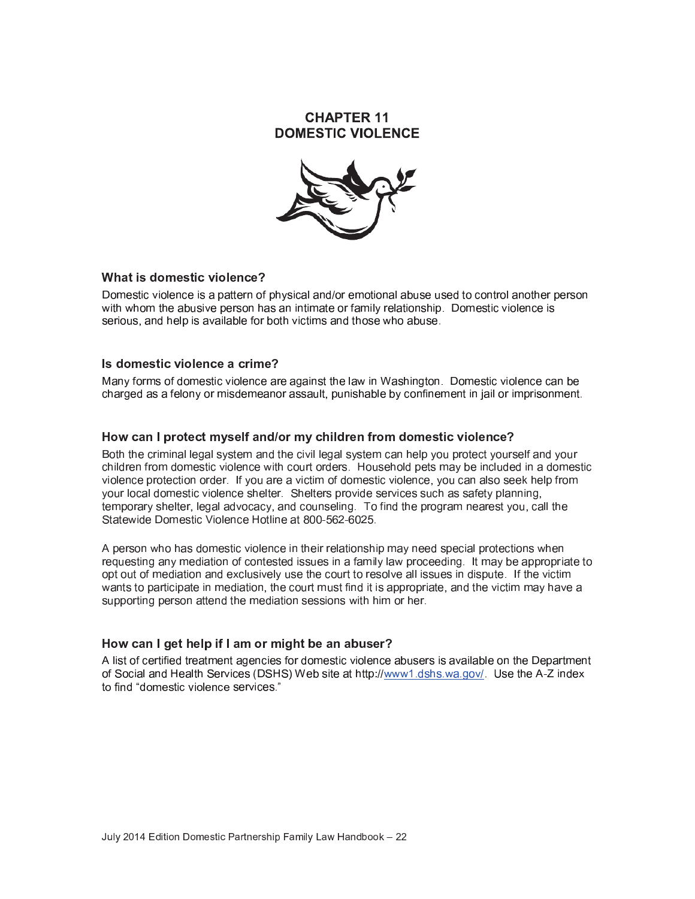# CHAPTER 11
# DOMESTIC VIOLENCE

### What is domestic violence?

Domestic violence is a pattern of physical and/or emotional abuse used to control another person with whom the abusive person has an intimate or family relationship. Domestic violence is serious, and help is available for both victims and those who abuse.

### Is domestic violence a crime?

Many forms of domestic violence are against the law in Washington. Domestic violence can be charged as a felony or misdemeanor assault, punishable by confinement in jail or imprisonment.

### How can I protect myself and/or my children from domestic violence?

Both the criminal legal system and the civil legal system can help you protect yourself and your children from domestic violence with court orders. Household pets may be included in a domestic violence protection order. If you are a victim of domestic violence, you can also seek help from your local domestic violence shelter. Shelters provide services such as safety planning, temporary shelter, legal advocacy, and counseling. To find the program nearest you, call the Statewide Domestic Violence Hotline at 800-562-6025.

A person who has domestic violence in their relationship may need special protections when requesting any mediation of contested issues in a family law proceeding. It may be appropriate to opt out of mediation and exclusively use the court to resolve all issues in dispute. If the victim wants to participate in mediation, the court must find it is appropriate, and the victim may have a supporting person attend the mediation sessions with him or her.

### How can I get help if I am or might be an abuser?

A list of certified treatment agencies for domestic violence abusers is available on the Department of Social and Health Services (DSHS) Web site at http://www1.dshs.wa.gov/. Use the A-Z index to find "domestic violence services."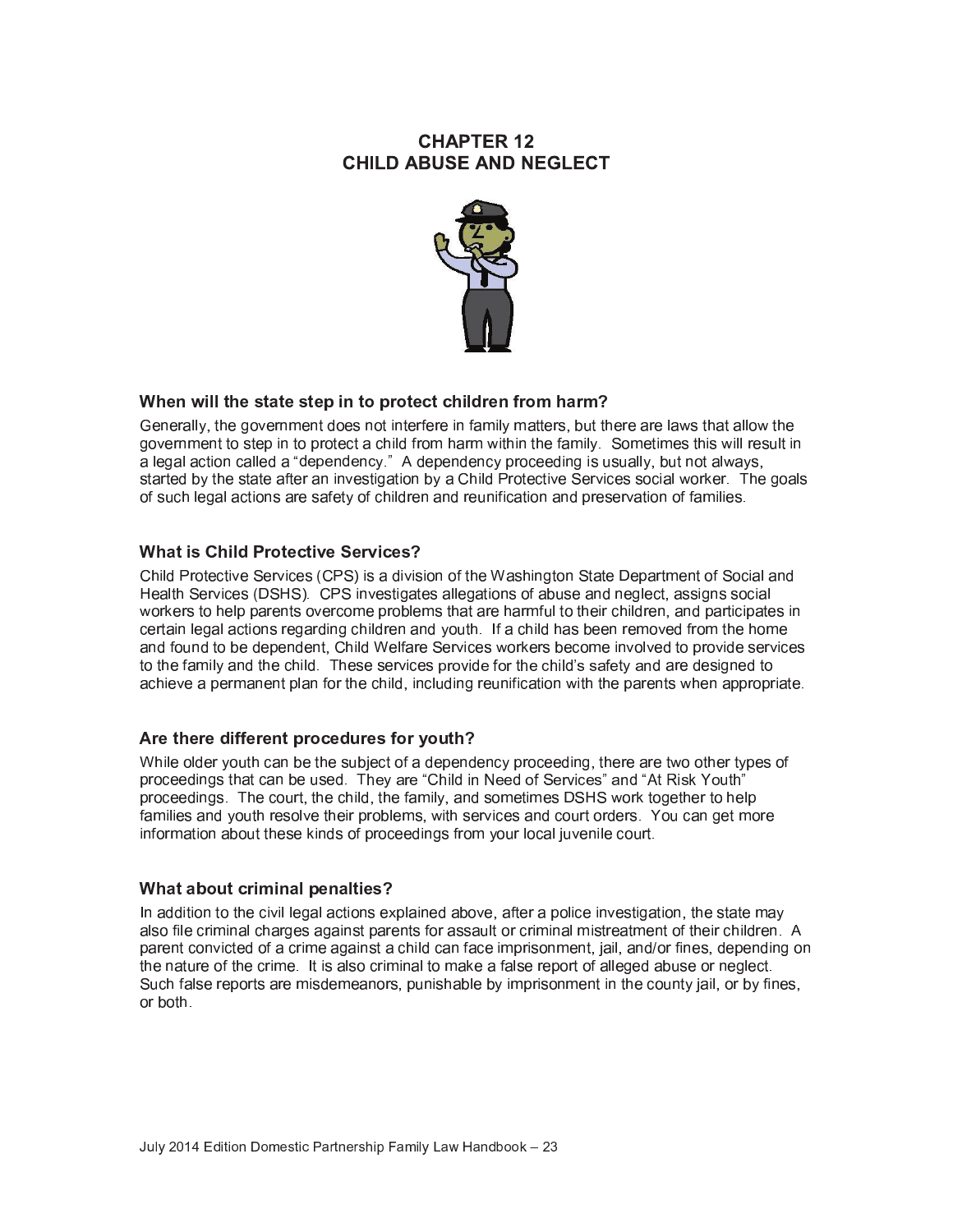# CHAPTER 12
# CHILD ABUSE AND NEGLECT

### When will the state step in to protect children from harm?

Generally, the government does not interfere in family matters, but there are laws that allow the government to step in to protect a child from harm within the family. Sometimes this will result in a legal action called a "dependency." A dependency proceeding is usually, but not always, started by the state after an investigation by a Child Protective Services social worker. The goals of such legal actions are safety of children and reunification and preservation of families.

### What is Child Protective Services?

Child Protective Services (CPS) is a division of the Washington State Department of Social and Health Services (DSHS). CPS investigates allegations of abuse and neglect, assigns social workers to help parents overcome problems that are harmful to their children, and participates in certain legal actions regarding children and youth. If a child has been removed from the home and found to be dependent, Child Welfare Services workers become involved to provide services to the family and the child. These services provide for the child's safety and are designed to achieve a permanent plan for the child, including reunification with the parents when appropriate.

### Are there different procedures for youth?

While older youth can be the subject of a dependency proceeding, there are two other types of proceedings that can be used. They are "Child in Need of Services" and "At Risk Youth" proceedings. The court, the child, the family, and sometimes DSHS work together to help families and youth resolve their problems, with services and court orders. You can get more information about these kinds of proceedings from your local juvenile court.

### What about criminal penalties?

In addition to the civil legal actions explained above, after a police investigation, the state may also file criminal charges against parents for assault or criminal mistreatment of their children. A parent convicted of a crime against a child can face imprisonment, jail, and/or fines, depending on the nature of the crime. It is also criminal to make a false report of alleged abuse or neglect. Such false reports are misdemeanors, punishable by imprisonment in the county jail, or by fines, or both.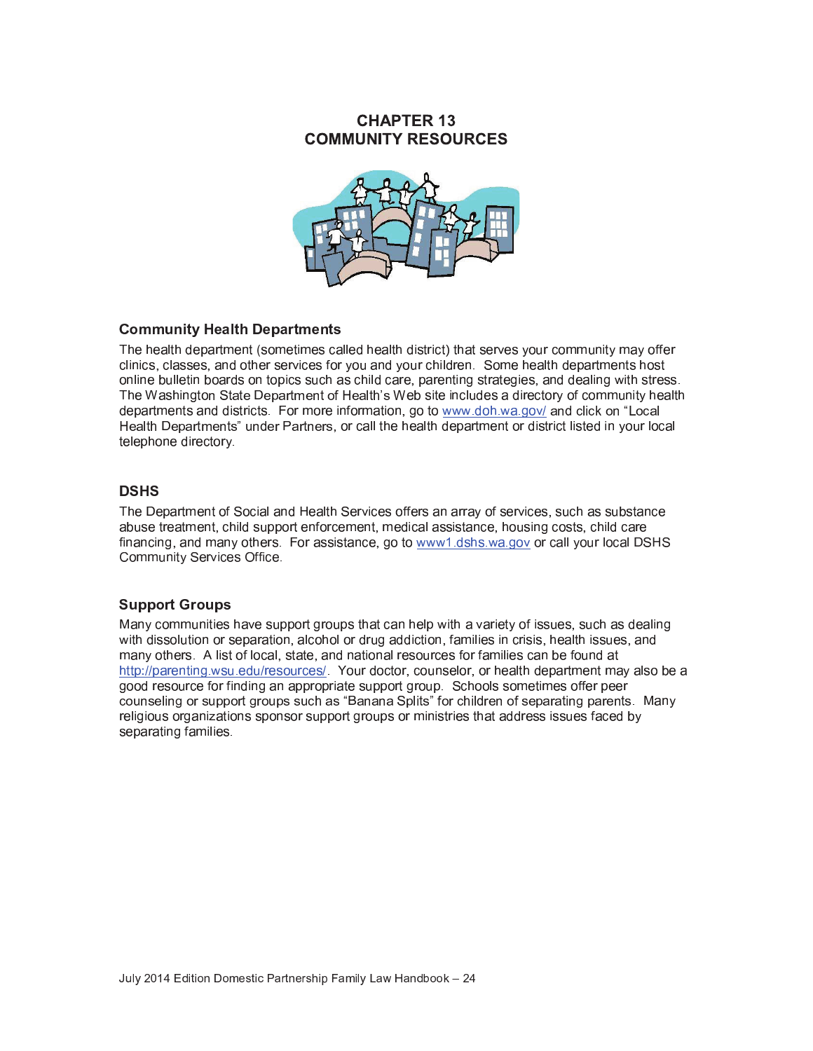# CHAPTER 13
# COMMUNITY RESOURCES

## Community Health Departments

The health department (sometimes called health district) that serves your community may offer clinics, classes, and other services for you and your children. Some health departments host online bulletin boards on topics such as child care, parenting strategies, and dealing with stress. The Washington State Department of Health's Web site includes a directory of community health departments and districts. For more information, go to www.doh.wa.gov/ and click on "Local Health Departments" under Partners, or call the health department or district listed in your local telephone directory.

## DSHS

The Department of Social and Health Services offers an array of services, such as substance abuse treatment, child support enforcement, medical assistance, housing costs, child care financing, and many others. For assistance, go to www1.dshs.wa.gov or call your local DSHS Community Services Office.

## Support Groups

Many communities have support groups that can help with a variety of issues, such as dealing with dissolution or separation, alcohol or drug addiction, families in crisis, health issues, and many others. A list of local, state, and national resources for families can be found at http://parenting.wsu.edu/resources/. Your doctor, counselor, or health department may also be a good resource for finding an appropriate support group. Schools sometimes offer peer counseling or support groups such as "Banana Splits" for children of separating parents. Many religious organizations sponsor support groups or ministries that address issues faced by separating families.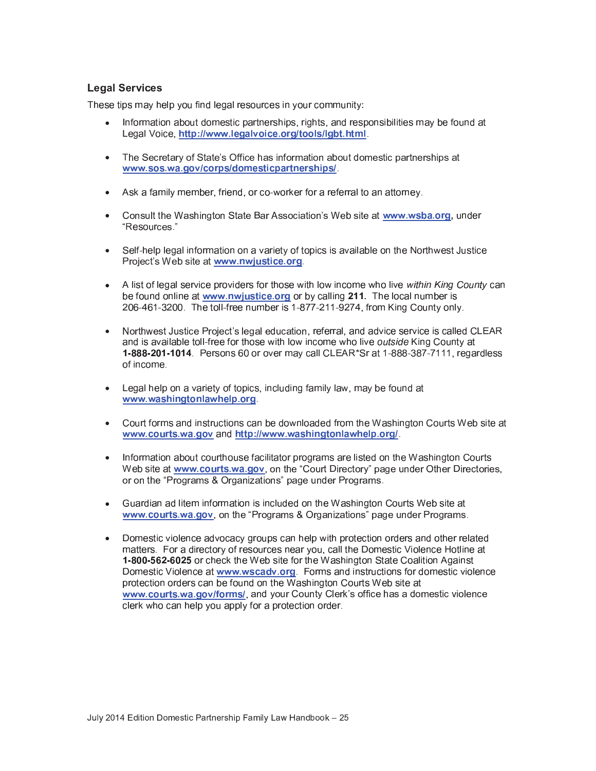## Legal Services

These tips may help you find legal resources in your community:

- Information about domestic partnerships, rights, and responsibilities may be found at Legal Voice, **http://www.legalvoice.org/tools/lgbt.html**.
- The Secretary of State's Office has information about domestic partnerships at **www.sos.wa.gov/corps/domesticpartnerships/**.
- Ask a family member, friend, or co-worker for a referral to an attorney.
- Consult the Washington State Bar Association's Web site at **www.wsba.org**, under "Resources."
- Self-help legal information on a variety of topics is available on the Northwest Justice Project's Web site at **www.nwjustice.org**.
- A list of legal service providers for those with low income who live *within King County* can be found online at **www.nwjustice.org** or by calling **211.** The local number is 206-461-3200. The toll-free number is 1-877-211-9274, from King County only.
- Northwest Justice Project's legal education, referral, and advice service is called CLEAR and is available toll-free for those with low income who live *outside* King County at **1-888-201-1014**. Persons 60 or over may call CLEAR*Sr at 1-888-387-7111, regardless of income.
- Legal help on a variety of topics, including family law, may be found at **www.washingtonlawhelp.org**.
- Court forms and instructions can be downloaded from the Washington Courts Web site at **www.courts.wa.gov** and **http://www.washingtonlawhelp.org/**.
- Information about courthouse facilitator programs are listed on the Washington Courts Web site at **www.courts.wa.gov**, on the "Court Directory" page under Other Directories, or on the "Programs & Organizations" page under Programs.
- Guardian ad litem information is included on the Washington Courts Web site at **www.courts.wa.gov**, on the "Programs & Organizations" page under Programs.
- Domestic violence advocacy groups can help with protection orders and other related matters. For a directory of resources near you, call the Domestic Violence Hotline at **1-800-562-6025** or check the Web site for the Washington State Coalition Against Domestic Violence at **www.wscadv.org**. Forms and instructions for domestic violence protection orders can be found on the Washington Courts Web site at **www.courts.wa.gov/forms/**, and your County Clerk's office has a domestic violence clerk who can help you apply for a protection order.